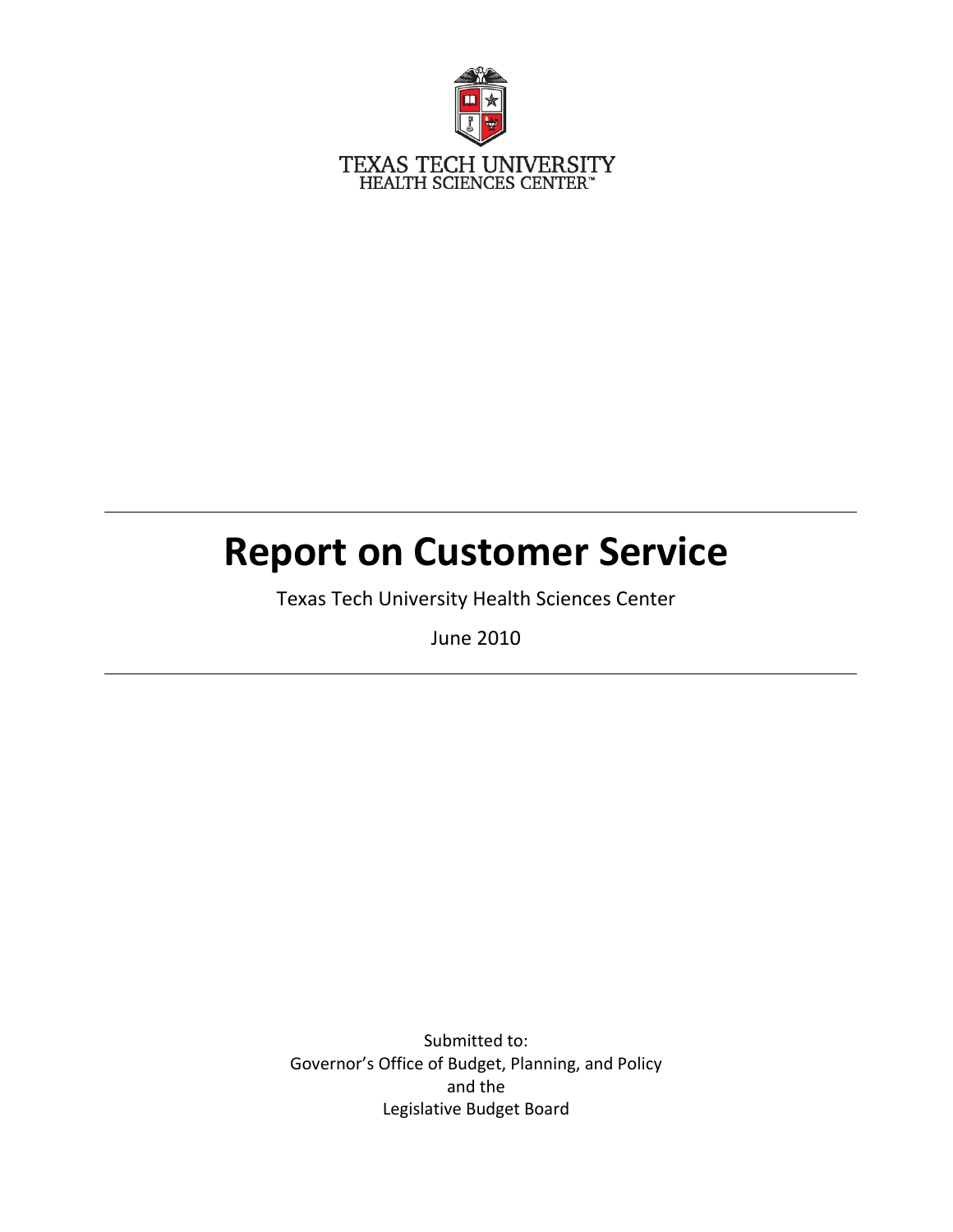TEXAS TECH UNIVERSITY
HEALTH SCIENCES CENTER™

---

# Report on Customer Service

Texas Tech University Health Sciences Center

June 2010

---

Submitted to:
Governor's Office of Budget, Planning, and Policy
and the
Legislative Budget Board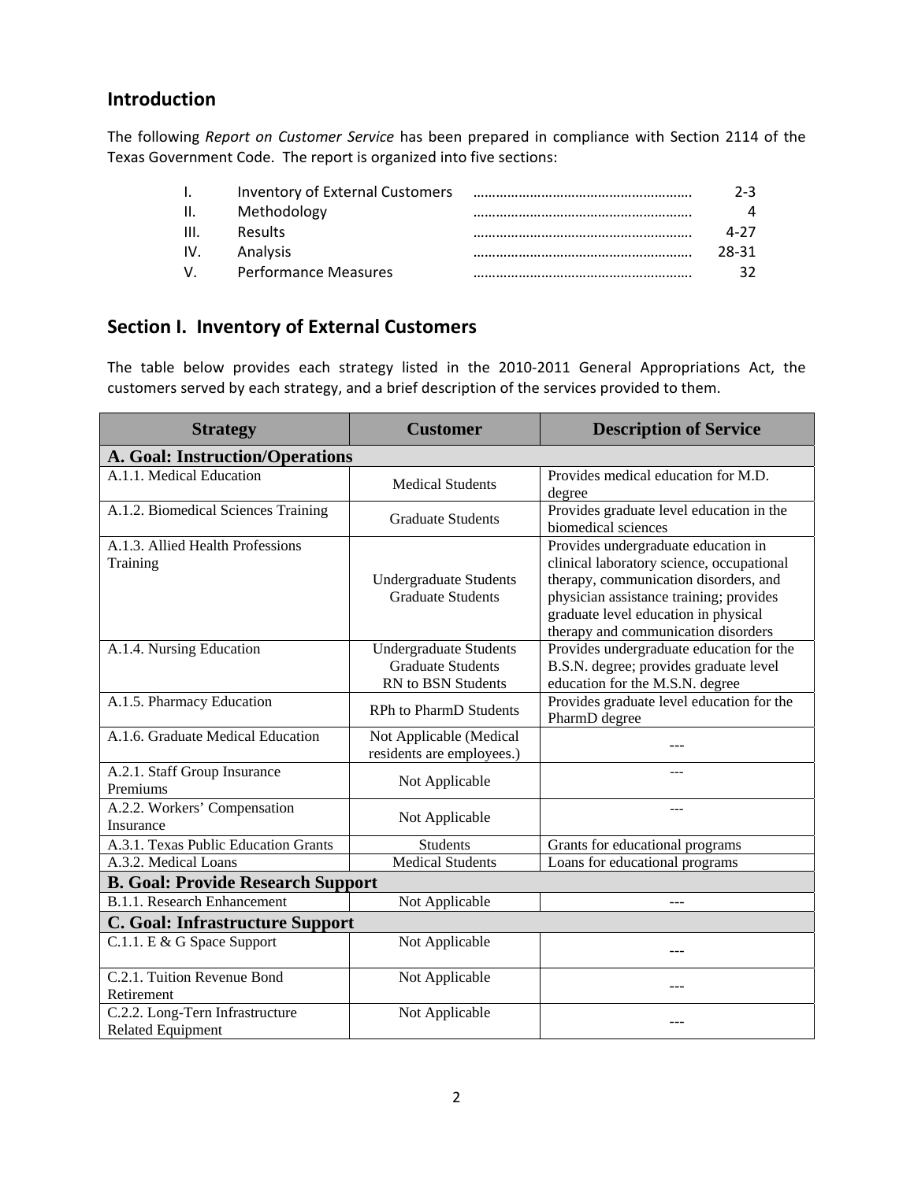## Introduction

The following *Report on Customer Service* has been prepared in compliance with Section 2114 of the Texas Government Code. The report is organized into five sections:

| | | |
|---|---|---|
| I. | Inventory of External Customers | 2-3 |
| II. | Methodology | 4 |
| III. | Results | 4-27 |
| IV. | Analysis | 28-31 |
| V. | Performance Measures | 32 |

## Section I. Inventory of External Customers

The table below provides each strategy listed in the 2010-2011 General Appropriations Act, the customers served by each strategy, and a brief description of the services provided to them.

| Strategy | Customer | Description of Service |
|---|---|---|
| **A. Goal: Instruction/Operations** | | |
| A.1.1. Medical Education | Medical Students | Provides medical education for M.D. degree |
| A.1.2. Biomedical Sciences Training | Graduate Students | Provides graduate level education in the biomedical sciences |
| A.1.3. Allied Health Professions Training | Undergraduate Students<br>Graduate Students | Provides undergraduate education in clinical laboratory science, occupational therapy, communication disorders, and physician assistance training; provides graduate level education in physical therapy and communication disorders |
| A.1.4. Nursing Education | Undergraduate Students<br>Graduate Students<br>RN to BSN Students | Provides undergraduate education for the B.S.N. degree; provides graduate level education for the M.S.N. degree |
| A.1.5. Pharmacy Education | RPh to PharmD Students | Provides graduate level education for the PharmD degree |
| A.1.6. Graduate Medical Education | Not Applicable (Medical residents are employees.) | --- |
| A.2.1. Staff Group Insurance Premiums | Not Applicable | --- |
| A.2.2. Workers' Compensation Insurance | Not Applicable | --- |
| A.3.1. Texas Public Education Grants | Students | Grants for educational programs |
| A.3.2. Medical Loans | Medical Students | Loans for educational programs |
| **B. Goal: Provide Research Support** | | |
| B.1.1. Research Enhancement | Not Applicable | --- |
| **C. Goal: Infrastructure Support** | | |
| C.1.1. E & G Space Support | Not Applicable | --- |
| C.2.1. Tuition Revenue Bond Retirement | Not Applicable | --- |
| C.2.2. Long-Tern Infrastructure Related Equipment | Not Applicable | --- |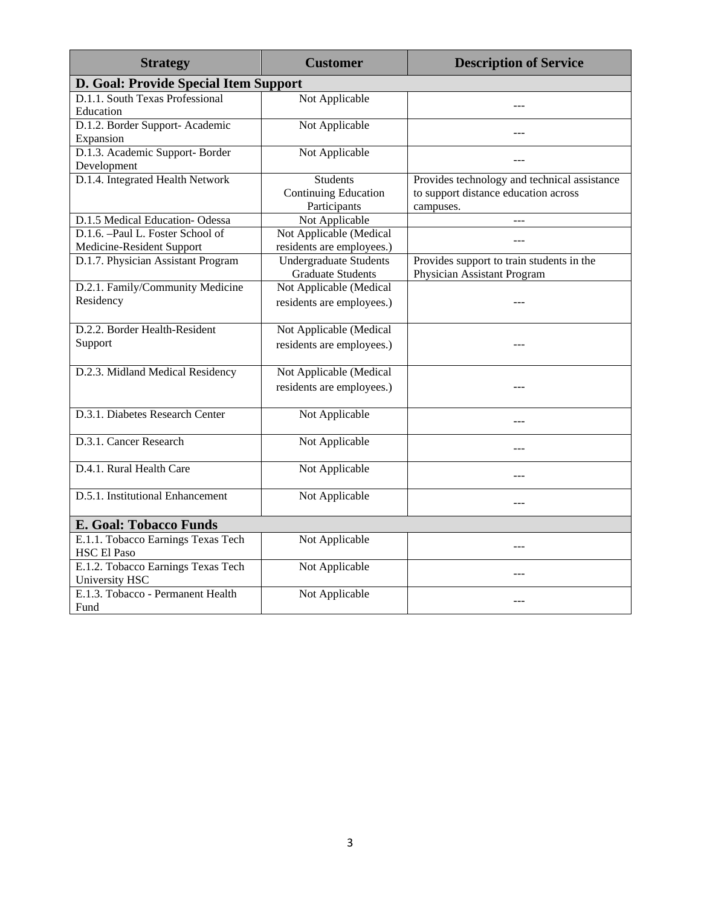| Strategy | Customer | Description of Service |
| --- | --- | --- |
| **D. Goal: Provide Special Item Support** | | |
| D.1.1. South Texas Professional Education | Not Applicable | --- |
| D.1.2. Border Support- Academic Expansion | Not Applicable | --- |
| D.1.3. Academic Support- Border Development | Not Applicable | --- |
| D.1.4. Integrated Health Network | Students<br>Continuing Education Participants | Provides technology and technical assistance to support distance education across campuses. |
| D.1.5 Medical Education- Odessa | Not Applicable | --- |
| D.1.6. –Paul L. Foster School of Medicine-Resident Support | Not Applicable (Medical residents are employees.) | --- |
| D.1.7. Physician Assistant Program | Undergraduate Students<br>Graduate Students | Provides support to train students in the Physician Assistant Program |
| D.2.1. Family/Community Medicine Residency | Not Applicable (Medical residents are employees.) | --- |
| D.2.2. Border Health-Resident Support | Not Applicable (Medical residents are employees.) | --- |
| D.2.3. Midland Medical Residency | Not Applicable (Medical residents are employees.) | --- |
| D.3.1. Diabetes Research Center | Not Applicable | --- |
| D.3.1. Cancer Research | Not Applicable | --- |
| D.4.1. Rural Health Care | Not Applicable | --- |
| D.5.1. Institutional Enhancement | Not Applicable | --- |
| **E. Goal: Tobacco Funds** | | |
| E.1.1. Tobacco Earnings Texas Tech HSC El Paso | Not Applicable | --- |
| E.1.2. Tobacco Earnings Texas Tech University HSC | Not Applicable | --- |
| E.1.3. Tobacco - Permanent Health Fund | Not Applicable | --- |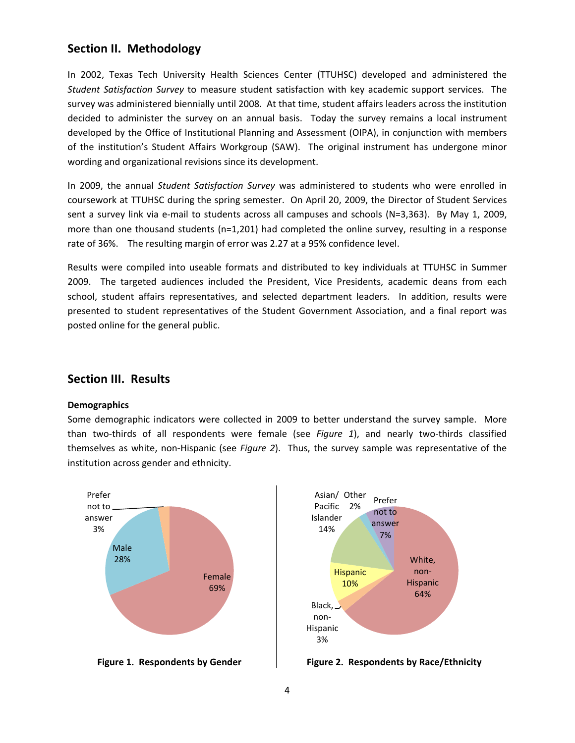## Section II. Methodology

In 2002, Texas Tech University Health Sciences Center (TTUHSC) developed and administered the *Student Satisfaction Survey* to measure student satisfaction with key academic support services. The survey was administered biennially until 2008. At that time, student affairs leaders across the institution decided to administer the survey on an annual basis. Today the survey remains a local instrument developed by the Office of Institutional Planning and Assessment (OIPA), in conjunction with members of the institution's Student Affairs Workgroup (SAW). The original instrument has undergone minor wording and organizational revisions since its development.

In 2009, the annual *Student Satisfaction Survey* was administered to students who were enrolled in coursework at TTUHSC during the spring semester. On April 20, 2009, the Director of Student Services sent a survey link via e-mail to students across all campuses and schools (N=3,363). By May 1, 2009, more than one thousand students (n=1,201) had completed the online survey, resulting in a response rate of 36%. The resulting margin of error was 2.27 at a 95% confidence level.

Results were compiled into useable formats and distributed to key individuals at TTUHSC in Summer 2009. The targeted audiences included the President, Vice Presidents, academic deans from each school, student affairs representatives, and selected department leaders. In addition, results were presented to student representatives of the Student Government Association, and a final report was posted online for the general public.

## Section III. Results

**Demographics**

Some demographic indicators were collected in 2009 to better understand the survey sample. More than two-thirds of all respondents were female (see *Figure 1*), and nearly two-thirds classified themselves as white, non-Hispanic (see *Figure 2*). Thus, the survey sample was representative of the institution across gender and ethnicity.

Prefer not to answer 3%
Male 28%
Female 69%

**Figure 1. Respondents by Gender**

Asian/ Pacific Islander 14%
Other 2%
Prefer not to answer 7%
White, non-Hispanic 64%
Hispanic 10%
Black, non-Hispanic 3%

**Figure 2. Respondents by Race/Ethnicity**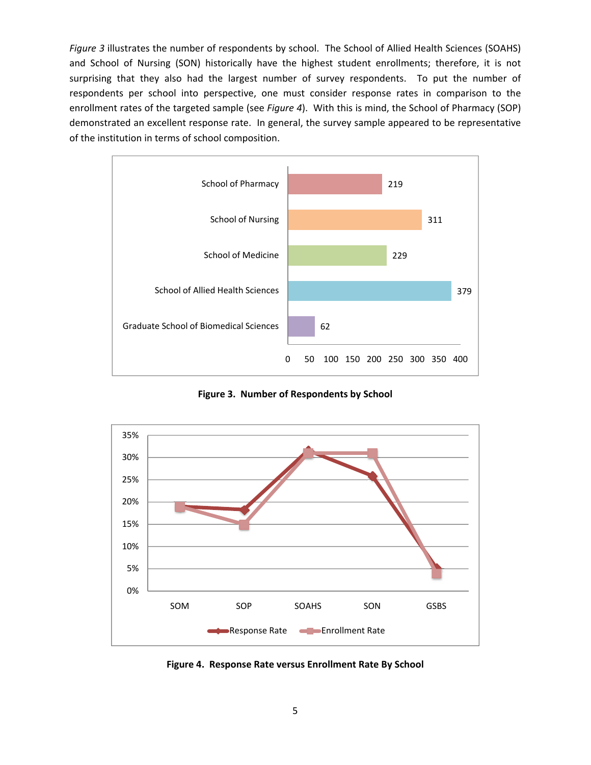*Figure 3* illustrates the number of respondents by school. The School of Allied Health Sciences (SOAHS) and School of Nursing (SON) historically have the highest student enrollments; therefore, it is not surprising that they also had the largest number of survey respondents. To put the number of respondents per school into perspective, one must consider response rates in comparison to the enrollment rates of the targeted sample (see *Figure 4*). With this is mind, the School of Pharmacy (SOP) demonstrated an excellent response rate. In general, the survey sample appeared to be representative of the institution in terms of school composition.

School of Pharmacy 219
School of Nursing 311
School of Medicine 229
School of Allied Health Sciences 379
Graduate School of Biomedical Sciences 62

0 50 100 150 200 250 300 350 400

**Figure 3. Number of Respondents by School**

35%
30%
25%
20%
15%
10%
5%
0%

SOM SOP SOAHS SON GSBS

Response Rate
Enrollment Rate

**Figure 4. Response Rate versus Enrollment Rate By School**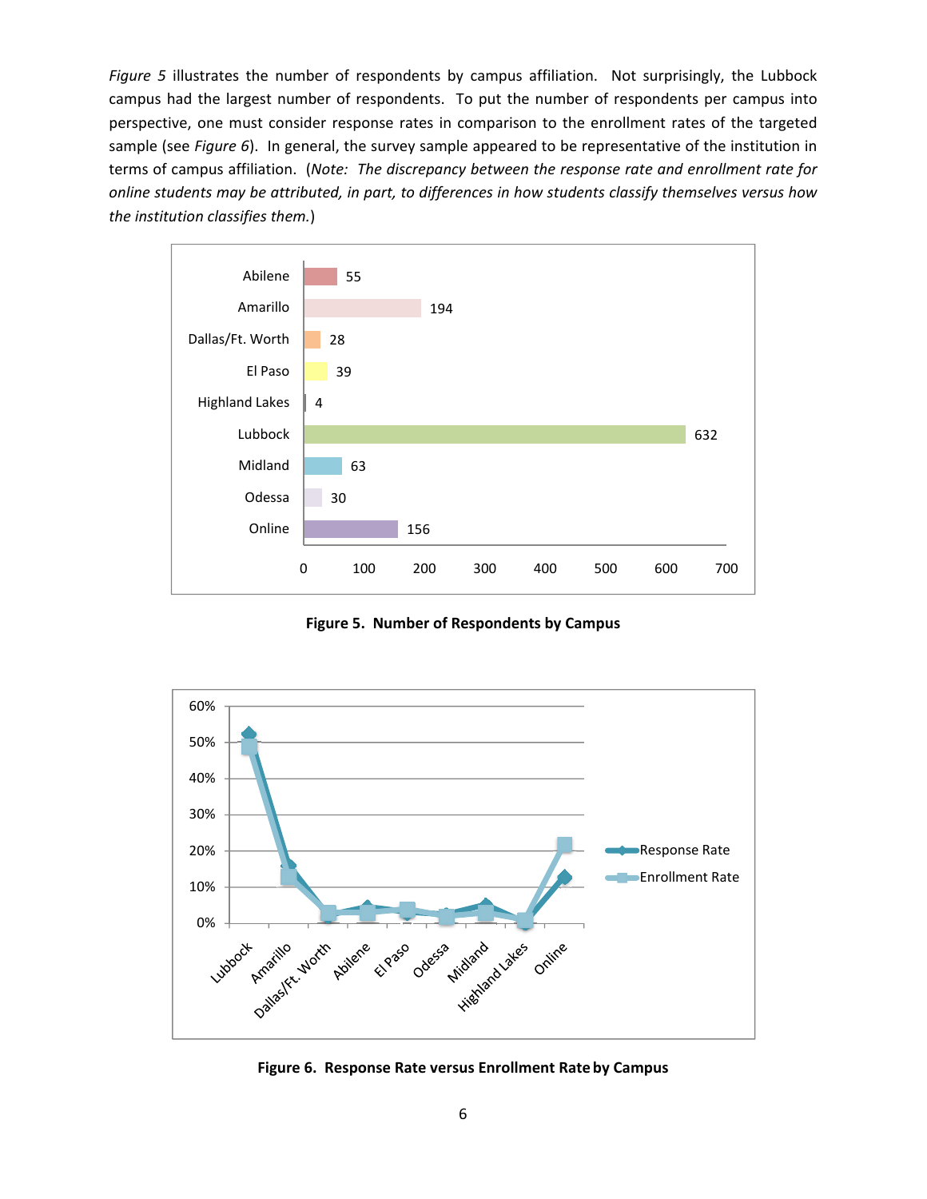*Figure 5* illustrates the number of respondents by campus affiliation. Not surprisingly, the Lubbock campus had the largest number of respondents. To put the number of respondents per campus into perspective, one must consider response rates in comparison to the enrollment rates of the targeted sample (see *Figure 6*). In general, the survey sample appeared to be representative of the institution in terms of campus affiliation. (*Note: The discrepancy between the response rate and enrollment rate for online students may be attributed, in part, to differences in how students classify themselves versus how the institution classifies them.*)

Abilene 55
Amarillo 194
Dallas/Ft. Worth 28
El Paso 39
Highland Lakes 4
Lubbock 632
Midland 63
Odessa 30
Online 156

0 100 200 300 400 500 600 700

**Figure 5. Number of Respondents by Campus**

60%
50%
40%
30%
20%
10%
0%

Lubbock
Amarillo
Dallas/Ft. Worth
Abilene
El Paso
Odessa
Midland
Highland Lakes
Online

Response Rate
Enrollment Rate

**Figure 6. Response Rate versus Enrollment Rate by Campus**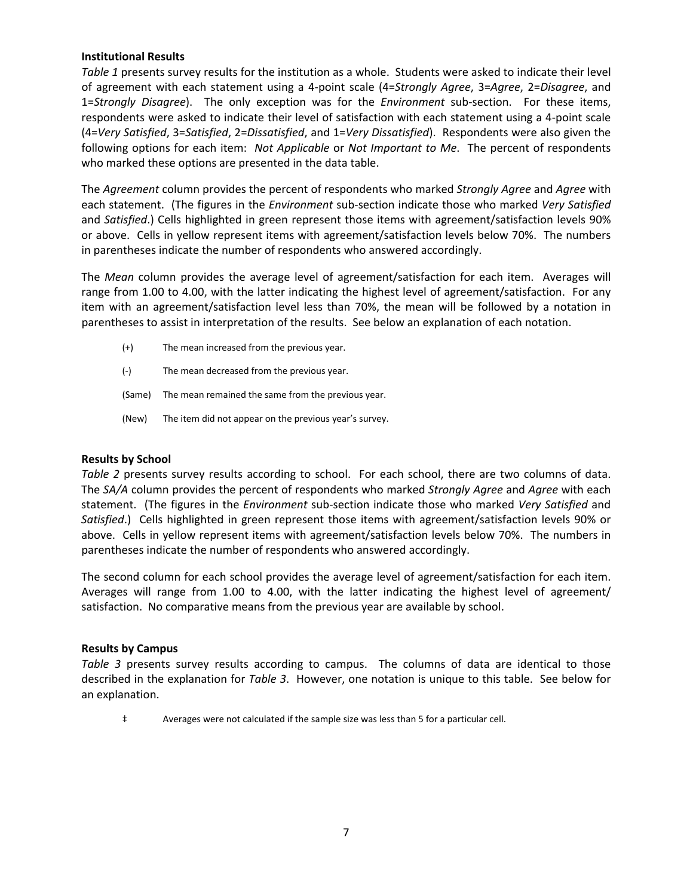**Institutional Results**

*Table 1* presents survey results for the institution as a whole. Students were asked to indicate their level of agreement with each statement using a 4-point scale (4=*Strongly Agree*, 3=*Agree*, 2=*Disagree*, and 1=*Strongly Disagree*). The only exception was for the *Environment* sub-section. For these items, respondents were asked to indicate their level of satisfaction with each statement using a 4-point scale (4=*Very Satisfied*, 3=*Satisfied*, 2=*Dissatisfied*, and 1=*Very Dissatisfied*). Respondents were also given the following options for each item: *Not Applicable* or *Not Important to Me*. The percent of respondents who marked these options are presented in the data table.

The *Agreement* column provides the percent of respondents who marked *Strongly Agree* and *Agree* with each statement. (The figures in the *Environment* sub-section indicate those who marked *Very Satisfied* and *Satisfied*.) Cells highlighted in green represent those items with agreement/satisfaction levels 90% or above. Cells in yellow represent items with agreement/satisfaction levels below 70%. The numbers in parentheses indicate the number of respondents who answered accordingly.

The *Mean* column provides the average level of agreement/satisfaction for each item. Averages will range from 1.00 to 4.00, with the latter indicating the highest level of agreement/satisfaction. For any item with an agreement/satisfaction level less than 70%, the mean will be followed by a notation in parentheses to assist in interpretation of the results. See below an explanation of each notation.

- (+) The mean increased from the previous year.
- (-) The mean decreased from the previous year.
- (Same) The mean remained the same from the previous year.
- (New) The item did not appear on the previous year's survey.

**Results by School**

*Table 2* presents survey results according to school. For each school, there are two columns of data. The *SA/A* column provides the percent of respondents who marked *Strongly Agree* and *Agree* with each statement. (The figures in the *Environment* sub-section indicate those who marked *Very Satisfied* and *Satisfied*.) Cells highlighted in green represent those items with agreement/satisfaction levels 90% or above. Cells in yellow represent items with agreement/satisfaction levels below 70%. The numbers in parentheses indicate the number of respondents who answered accordingly.

The second column for each school provides the average level of agreement/satisfaction for each item. Averages will range from 1.00 to 4.00, with the latter indicating the highest level of agreement/ satisfaction. No comparative means from the previous year are available by school.

**Results by Campus**

*Table 3* presents survey results according to campus. The columns of data are identical to those described in the explanation for *Table 3*. However, one notation is unique to this table. See below for an explanation.

- ‡ Averages were not calculated if the sample size was less than 5 for a particular cell.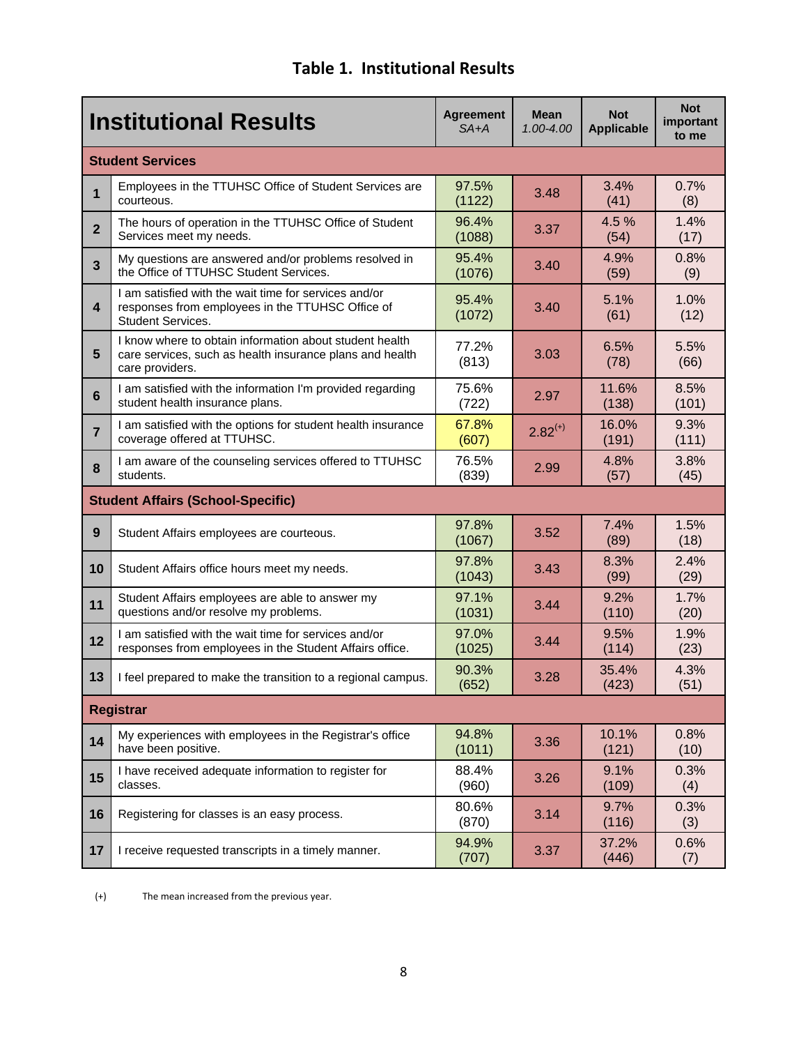## Table 1. Institutional Results

| | Institutional Results | Agreement *SA+A* | Mean *1.00-4.00* | Not Applicable | Not important to me |
|---|---|---|---|---|---|
| **Student Services** | | | | | |
| **1** | Employees in the TTUHSC Office of Student Services are courteous. | 97.5% (1122) | 3.48 | 3.4% (41) | 0.7% (8) |
| **2** | The hours of operation in the TTUHSC Office of Student Services meet my needs. | 96.4% (1088) | 3.37 | 4.5 % (54) | 1.4% (17) |
| **3** | My questions are answered and/or problems resolved in the Office of TTUHSC Student Services. | 95.4% (1076) | 3.40 | 4.9% (59) | 0.8% (9) |
| **4** | I am satisfied with the wait time for services and/or responses from employees in the TTUHSC Office of Student Services. | 95.4% (1072) | 3.40 | 5.1% (61) | 1.0% (12) |
| **5** | I know where to obtain information about student health care services, such as health insurance plans and health care providers. | 77.2% (813) | 3.03 | 6.5% (78) | 5.5% (66) |
| **6** | I am satisfied with the information I'm provided regarding student health insurance plans. | 75.6% (722) | 2.97 | 11.6% (138) | 8.5% (101) |
| **7** | I am satisfied with the options for student health insurance coverage offered at TTUHSC. | 67.8% (607) | 2.82(+) | 16.0% (191) | 9.3% (111) |
| **8** | I am aware of the counseling services offered to TTUHSC students. | 76.5% (839) | 2.99 | 4.8% (57) | 3.8% (45) |
| **Student Affairs (School-Specific)** | | | | | |
| **9** | Student Affairs employees are courteous. | 97.8% (1067) | 3.52 | 7.4% (89) | 1.5% (18) |
| **10** | Student Affairs office hours meet my needs. | 97.8% (1043) | 3.43 | 8.3% (99) | 2.4% (29) |
| **11** | Student Affairs employees are able to answer my questions and/or resolve my problems. | 97.1% (1031) | 3.44 | 9.2% (110) | 1.7% (20) |
| **12** | I am satisfied with the wait time for services and/or responses from employees in the Student Affairs office. | 97.0% (1025) | 3.44 | 9.5% (114) | 1.9% (23) |
| **13** | I feel prepared to make the transition to a regional campus. | 90.3% (652) | 3.28 | 35.4% (423) | 4.3% (51) |
| **Registrar** | | | | | |
| **14** | My experiences with employees in the Registrar's office have been positive. | 94.8% (1011) | 3.36 | 10.1% (121) | 0.8% (10) |
| **15** | I have received adequate information to register for classes. | 88.4% (960) | 3.26 | 9.1% (109) | 0.3% (4) |
| **16** | Registering for classes is an easy process. | 80.6% (870) | 3.14 | 9.7% (116) | 0.3% (3) |
| **17** | I receive requested transcripts in a timely manner. | 94.9% (707) | 3.37 | 37.2% (446) | 0.6% (7) |

(+) The mean increased from the previous year.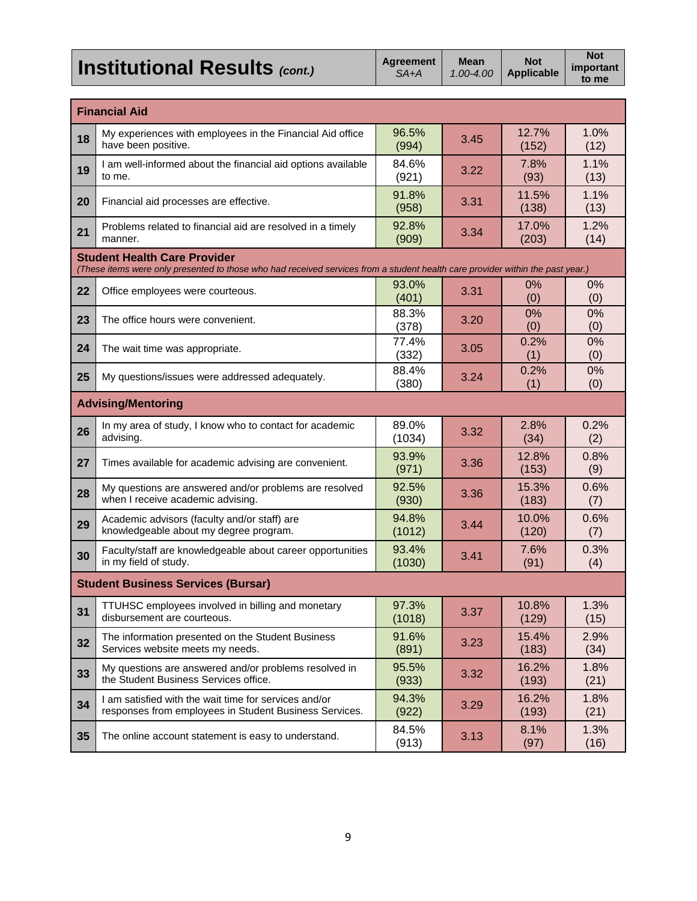| | Institutional Results *(cont.)* | Agreement *SA+A* | Mean *1.00-4.00* | Not Applicable | Not important to me |
|---|---|---|---|---|---|
| | **Financial Aid** | | | | |
| 18 | My experiences with employees in the Financial Aid office have been positive. | 96.5% (994) | 3.45 | 12.7% (152) | 1.0% (12) |
| 19 | I am well-informed about the financial aid options available to me. | 84.6% (921) | 3.22 | 7.8% (93) | 1.1% (13) |
| 20 | Financial aid processes are effective. | 91.8% (958) | 3.31 | 11.5% (138) | 1.1% (13) |
| 21 | Problems related to financial aid are resolved in a timely manner. | 92.8% (909) | 3.34 | 17.0% (203) | 1.2% (14) |
| | **Student Health Care Provider** *(These items were only presented to those who had received services from a student health care provider within the past year.)* | | | | |
| 22 | Office employees were courteous. | 93.0% (401) | 3.31 | 0% (0) | 0% (0) |
| 23 | The office hours were convenient. | 88.3% (378) | 3.20 | 0% (0) | 0% (0) |
| 24 | The wait time was appropriate. | 77.4% (332) | 3.05 | 0.2% (1) | 0% (0) |
| 25 | My questions/issues were addressed adequately. | 88.4% (380) | 3.24 | 0.2% (1) | 0% (0) |
| | **Advising/Mentoring** | | | | |
| 26 | In my area of study, I know who to contact for academic advising. | 89.0% (1034) | 3.32 | 2.8% (34) | 0.2% (2) |
| 27 | Times available for academic advising are convenient. | 93.9% (971) | 3.36 | 12.8% (153) | 0.8% (9) |
| 28 | My questions are answered and/or problems are resolved when I receive academic advising. | 92.5% (930) | 3.36 | 15.3% (183) | 0.6% (7) |
| 29 | Academic advisors (faculty and/or staff) are knowledgeable about my degree program. | 94.8% (1012) | 3.44 | 10.0% (120) | 0.6% (7) |
| 30 | Faculty/staff are knowledgeable about career opportunities in my field of study. | 93.4% (1030) | 3.41 | 7.6% (91) | 0.3% (4) |
| | **Student Business Services (Bursar)** | | | | |
| 31 | TTUHSC employees involved in billing and monetary disbursement are courteous. | 97.3% (1018) | 3.37 | 10.8% (129) | 1.3% (15) |
| 32 | The information presented on the Student Business Services website meets my needs. | 91.6% (891) | 3.23 | 15.4% (183) | 2.9% (34) |
| 33 | My questions are answered and/or problems resolved in the Student Business Services office. | 95.5% (933) | 3.32 | 16.2% (193) | 1.8% (21) |
| 34 | I am satisfied with the wait time for services and/or responses from employees in Student Business Services. | 94.3% (922) | 3.29 | 16.2% (193) | 1.8% (21) |
| 35 | The online account statement is easy to understand. | 84.5% (913) | 3.13 | 8.1% (97) | 1.3% (16) |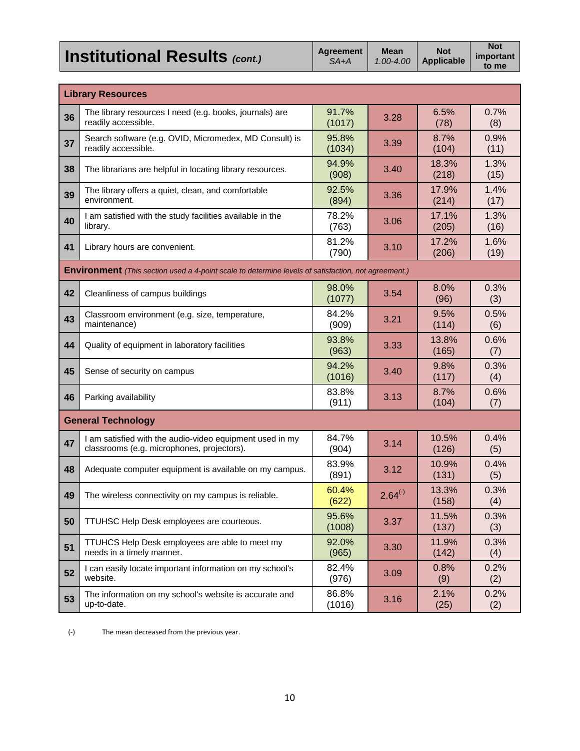| Institutional Results *(cont.)* | | Agreement *SA+A* | Mean *1.00-4.00* | Not Applicable | Not important to me |
|---|---|---|---|---|---|
| **Library Resources** | | | | | |
| 36 | The library resources I need (e.g. books, journals) are readily accessible. | 91.7% (1017) | 3.28 | 6.5% (78) | 0.7% (8) |
| 37 | Search software (e.g. OVID, Micromedex, MD Consult) is readily accessible. | 95.8% (1034) | 3.39 | 8.7% (104) | 0.9% (11) |
| 38 | The librarians are helpful in locating library resources. | 94.9% (908) | 3.40 | 18.3% (218) | 1.3% (15) |
| 39 | The library offers a quiet, clean, and comfortable environment. | 92.5% (894) | 3.36 | 17.9% (214) | 1.4% (17) |
| 40 | I am satisfied with the study facilities available in the library. | 78.2% (763) | 3.06 | 17.1% (205) | 1.3% (16) |
| 41 | Library hours are convenient. | 81.2% (790) | 3.10 | 17.2% (206) | 1.6% (19) |
| **Environment** *(This section used a 4-point scale to determine levels of satisfaction, not agreement.)* | | | | | |
| 42 | Cleanliness of campus buildings | 98.0% (1077) | 3.54 | 8.0% (96) | 0.3% (3) |
| 43 | Classroom environment (e.g. size, temperature, maintenance) | 84.2% (909) | 3.21 | 9.5% (114) | 0.5% (6) |
| 44 | Quality of equipment in laboratory facilities | 93.8% (963) | 3.33 | 13.8% (165) | 0.6% (7) |
| 45 | Sense of security on campus | 94.2% (1016) | 3.40 | 9.8% (117) | 0.3% (4) |
| 46 | Parking availability | 83.8% (911) | 3.13 | 8.7% (104) | 0.6% (7) |
| **General Technology** | | | | | |
| 47 | I am satisfied with the audio-video equipment used in my classrooms (e.g. microphones, projectors). | 84.7% (904) | 3.14 | 10.5% (126) | 0.4% (5) |
| 48 | Adequate computer equipment is available on my campus. | 83.9% (891) | 3.12 | 10.9% (131) | 0.4% (5) |
| 49 | The wireless connectivity on my campus is reliable. | 60.4% (622) | 2.64(-) | 13.3% (158) | 0.3% (4) |
| 50 | TTUHSC Help Desk employees are courteous. | 95.6% (1008) | 3.37 | 11.5% (137) | 0.3% (3) |
| 51 | TTUHCS Help Desk employees are able to meet my needs in a timely manner. | 92.0% (965) | 3.30 | 11.9% (142) | 0.3% (4) |
| 52 | I can easily locate important information on my school's website. | 82.4% (976) | 3.09 | 0.8% (9) | 0.2% (2) |
| 53 | The information on my school's website is accurate and up-to-date. | 86.8% (1016) | 3.16 | 2.1% (25) | 0.2% (2) |

(-) The mean decreased from the previous year.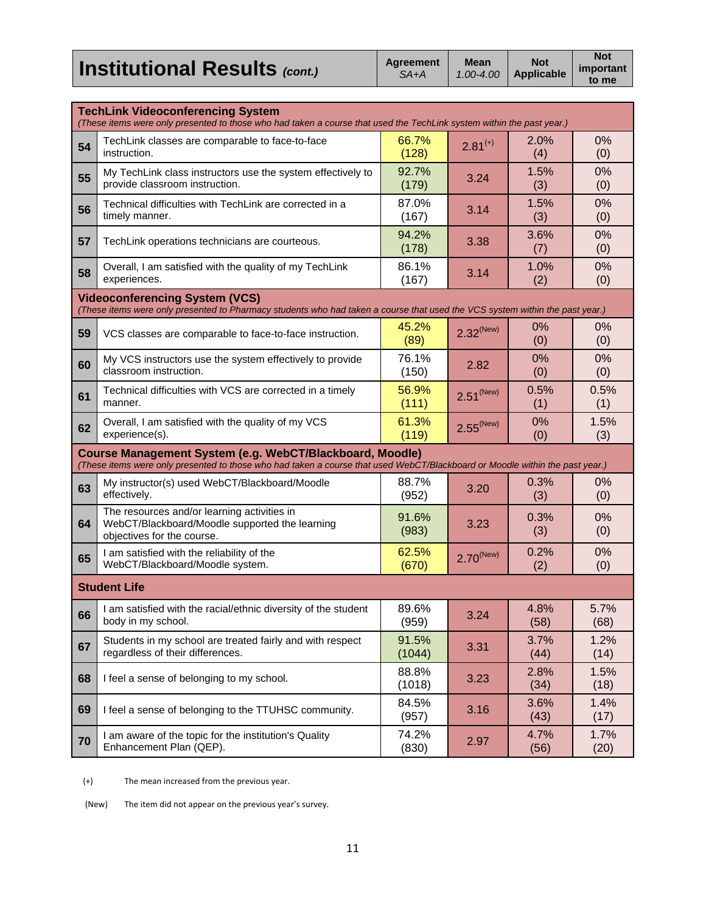# Institutional Results *(cont.)*

| | | Agreement *SA+A* | Mean *1.00-4.00* | Not Applicable | Not important to me |
|---|---|---|---|---|---|
| | **TechLink Videoconferencing System** *(These items were only presented to those who had taken a course that used the TechLink system within the past year.)* | | | | |
| **54** | TechLink classes are comparable to face-to-face instruction. | 66.7% (128) | 2.81(+) | 2.0% (4) | 0% (0) |
| **55** | My TechLink class instructors use the system effectively to provide classroom instruction. | 92.7% (179) | 3.24 | 1.5% (3) | 0% (0) |
| **56** | Technical difficulties with TechLink are corrected in a timely manner. | 87.0% (167) | 3.14 | 1.5% (3) | 0% (0) |
| **57** | TechLink operations technicians are courteous. | 94.2% (178) | 3.38 | 3.6% (7) | 0% (0) |
| **58** | Overall, I am satisfied with the quality of my TechLink experiences. | 86.1% (167) | 3.14 | 1.0% (2) | 0% (0) |
| | **Videoconferencing System (VCS)** *(These items were only presented to Pharmacy students who had taken a course that used the VCS system within the past year.)* | | | | |
| **59** | VCS classes are comparable to face-to-face instruction. | 45.2% (89) | 2.32(New) | 0% (0) | 0% (0) |
| **60** | My VCS instructors use the system effectively to provide classroom instruction. | 76.1% (150) | 2.82 | 0% (0) | 0% (0) |
| **61** | Technical difficulties with VCS are corrected in a timely manner. | 56.9% (111) | 2.51(New) | 0.5% (1) | 0.5% (1) |
| **62** | Overall, I am satisfied with the quality of my VCS experience(s). | 61.3% (119) | 2.55(New) | 0% (0) | 1.5% (3) |
| | **Course Management System (e.g. WebCT/Blackboard, Moodle)** *(These items were only presented to those who had taken a course that used WebCT/Blackboard or Moodle within the past year.)* | | | | |
| **63** | My instructor(s) used WebCT/Blackboard/Moodle effectively. | 88.7% (952) | 3.20 | 0.3% (3) | 0% (0) |
| **64** | The resources and/or learning activities in WebCT/Blackboard/Moodle supported the learning objectives for the course. | 91.6% (983) | 3.23 | 0.3% (3) | 0% (0) |
| **65** | I am satisfied with the reliability of the WebCT/Blackboard/Moodle system. | 62.5% (670) | 2.70(New) | 0.2% (2) | 0% (0) |
| | **Student Life** | | | | |
| **66** | I am satisfied with the racial/ethnic diversity of the student body in my school. | 89.6% (959) | 3.24 | 4.8% (58) | 5.7% (68) |
| **67** | Students in my school are treated fairly and with respect regardless of their differences. | 91.5% (1044) | 3.31 | 3.7% (44) | 1.2% (14) |
| **68** | I feel a sense of belonging to my school. | 88.8% (1018) | 3.23 | 2.8% (34) | 1.5% (18) |
| **69** | I feel a sense of belonging to the TTUHSC community. | 84.5% (957) | 3.16 | 3.6% (43) | 1.4% (17) |
| **70** | I am aware of the topic for the institution's Quality Enhancement Plan (QEP). | 74.2% (830) | 2.97 | 4.7% (56) | 1.7% (20) |

(+) The mean increased from the previous year.

(New) The item did not appear on the previous year's survey.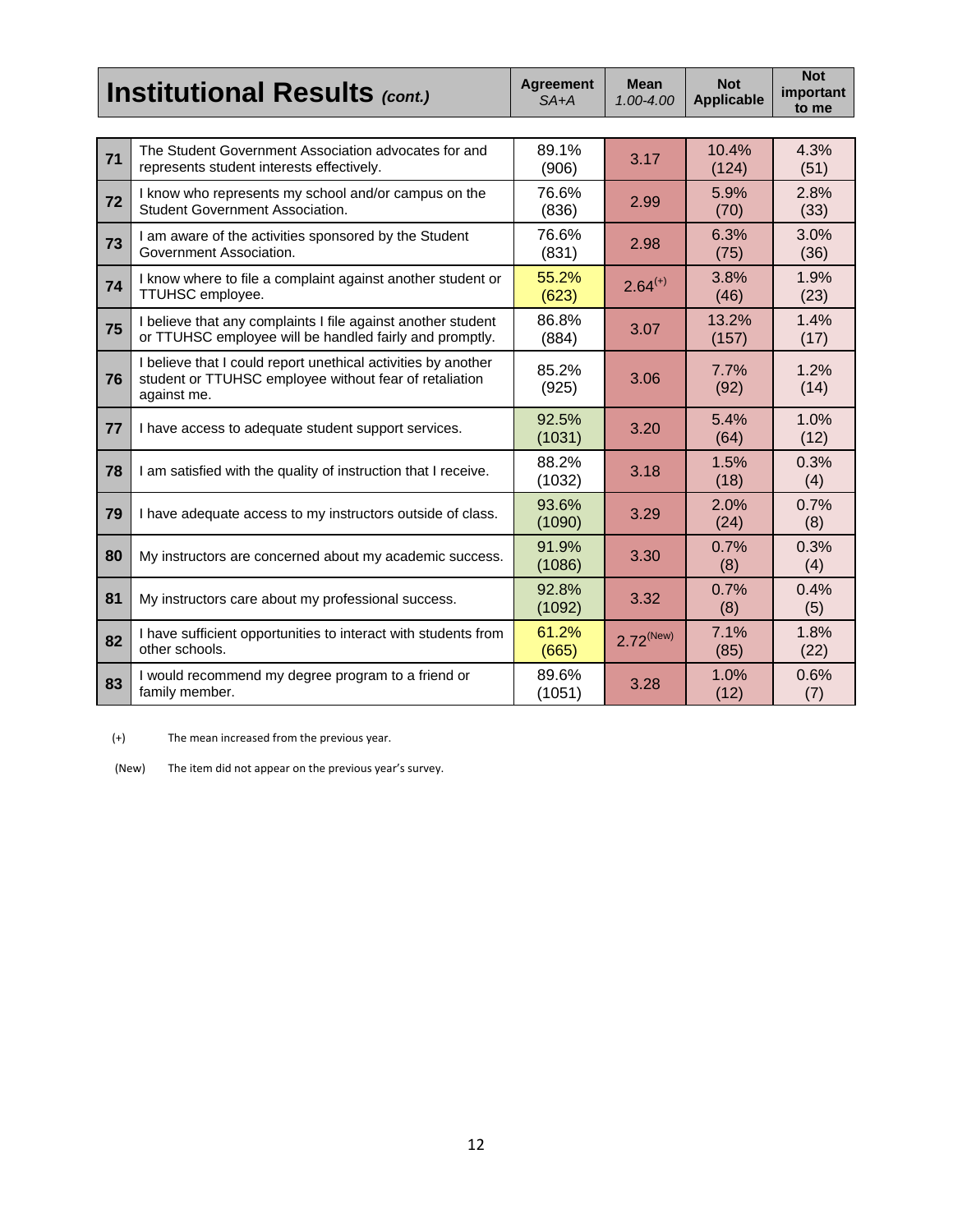| | Institutional Results *(cont.)* | Agreement *SA+A* | Mean *1.00-4.00* | Not Applicable | Not important to me |
|---|---|---|---|---|---|
| **71** | The Student Government Association advocates for and represents student interests effectively. | 89.1% (906) | 3.17 | 10.4% (124) | 4.3% (51) |
| **72** | I know who represents my school and/or campus on the Student Government Association. | 76.6% (836) | 2.99 | 5.9% (70) | 2.8% (33) |
| **73** | I am aware of the activities sponsored by the Student Government Association. | 76.6% (831) | 2.98 | 6.3% (75) | 3.0% (36) |
| **74** | I know where to file a complaint against another student or TTUHSC employee. | 55.2% (623) | 2.64(+) | 3.8% (46) | 1.9% (23) |
| **75** | I believe that any complaints I file against another student or TTUHSC employee will be handled fairly and promptly. | 86.8% (884) | 3.07 | 13.2% (157) | 1.4% (17) |
| **76** | I believe that I could report unethical activities by another student or TTUHSC employee without fear of retaliation against me. | 85.2% (925) | 3.06 | 7.7% (92) | 1.2% (14) |
| **77** | I have access to adequate student support services. | 92.5% (1031) | 3.20 | 5.4% (64) | 1.0% (12) |
| **78** | I am satisfied with the quality of instruction that I receive. | 88.2% (1032) | 3.18 | 1.5% (18) | 0.3% (4) |
| **79** | I have adequate access to my instructors outside of class. | 93.6% (1090) | 3.29 | 2.0% (24) | 0.7% (8) |
| **80** | My instructors are concerned about my academic success. | 91.9% (1086) | 3.30 | 0.7% (8) | 0.3% (4) |
| **81** | My instructors care about my professional success. | 92.8% (1092) | 3.32 | 0.7% (8) | 0.4% (5) |
| **82** | I have sufficient opportunities to interact with students from other schools. | 61.2% (665) | 2.72(New) | 7.1% (85) | 1.8% (22) |
| **83** | I would recommend my degree program to a friend or family member. | 89.6% (1051) | 3.28 | 1.0% (12) | 0.6% (7) |

(+) The mean increased from the previous year.

(New) The item did not appear on the previous year's survey.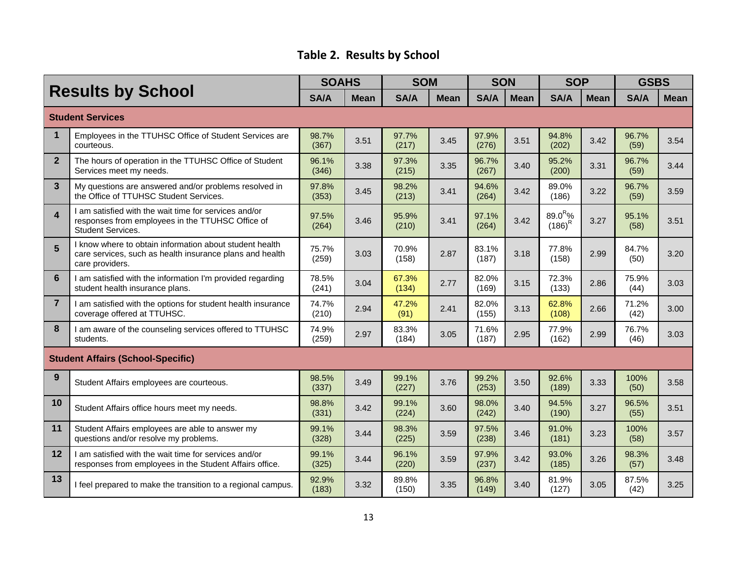# Table 2. Results by School

| Results by School | | SOAHS | | SOM | | SON | | SOP | | GSBS | |
|---|---|---|---|---|---|---|---|---|---|---|---|
| | | SA/A | Mean | SA/A | Mean | SA/A | Mean | SA/A | Mean | SA/A | Mean |
| **Student Services** | | | | | | | | | | | |
| 1 | Employees in the TTUHSC Office of Student Services are courteous. | 98.7% (367) | 3.51 | 97.7% (217) | 3.45 | 97.9% (276) | 3.51 | 94.8% (202) | 3.42 | 96.7% (59) | 3.54 |
| 2 | The hours of operation in the TTUHSC Office of Student Services meet my needs. | 96.1% (346) | 3.38 | 97.3% (215) | 3.35 | 96.7% (267) | 3.40 | 95.2% (200) | 3.31 | 96.7% (59) | 3.44 |
| 3 | My questions are answered and/or problems resolved in the Office of TTUHSC Student Services. | 97.8% (353) | 3.45 | 98.2% (213) | 3.41 | 94.6% (264) | 3.42 | 89.0% (186) | 3.22 | 96.7% (59) | 3.59 |
| 4 | I am satisfied with the wait time for services and/or responses from employees in the TTUHSC Office of Student Services. | 97.5% (264) | 3.46 | 95.9% (210) | 3.41 | 97.1% (264) | 3.42 | 89.0[R]% (186)[R] | 3.27 | 95.1% (58) | 3.51 |
| 5 | I know where to obtain information about student health care services, such as health insurance plans and health care providers. | 75.7% (259) | 3.03 | 70.9% (158) | 2.87 | 83.1% (187) | 3.18 | 77.8% (158) | 2.99 | 84.7% (50) | 3.20 |
| 6 | I am satisfied with the information I'm provided regarding student health insurance plans. | 78.5% (241) | 3.04 | 67.3% (134) | 2.77 | 82.0% (169) | 3.15 | 72.3% (133) | 2.86 | 75.9% (44) | 3.03 |
| 7 | I am satisfied with the options for student health insurance coverage offered at TTUHSC. | 74.7% (210) | 2.94 | 47.2% (91) | 2.41 | 82.0% (155) | 3.13 | 62.8% (108) | 2.66 | 71.2% (42) | 3.00 |
| 8 | I am aware of the counseling services offered to TTUHSC students. | 74.9% (259) | 2.97 | 83.3% (184) | 3.05 | 71.6% (187) | 2.95 | 77.9% (162) | 2.99 | 76.7% (46) | 3.03 |
| **Student Affairs (School-Specific)** | | | | | | | | | | | |
| 9 | Student Affairs employees are courteous. | 98.5% (337) | 3.49 | 99.1% (227) | 3.76 | 99.2% (253) | 3.50 | 92.6% (189) | 3.33 | 100% (50) | 3.58 |
| 10 | Student Affairs office hours meet my needs. | 98.8% (331) | 3.42 | 99.1% (224) | 3.60 | 98.0% (242) | 3.40 | 94.5% (190) | 3.27 | 96.5% (55) | 3.51 |
| 11 | Student Affairs employees are able to answer my questions and/or resolve my problems. | 99.1% (328) | 3.44 | 98.3% (225) | 3.59 | 97.5% (238) | 3.46 | 91.0% (181) | 3.23 | 100% (58) | 3.57 |
| 12 | I am satisfied with the wait time for services and/or responses from employees in the Student Affairs office. | 99.1% (325) | 3.44 | 96.1% (220) | 3.59 | 97.9% (237) | 3.42 | 93.0% (185) | 3.26 | 98.3% (57) | 3.48 |
| 13 | I feel prepared to make the transition to a regional campus. | 92.9% (183) | 3.32 | 89.8% (150) | 3.35 | 96.8% (149) | 3.40 | 81.9% (127) | 3.05 | 87.5% (42) | 3.25 |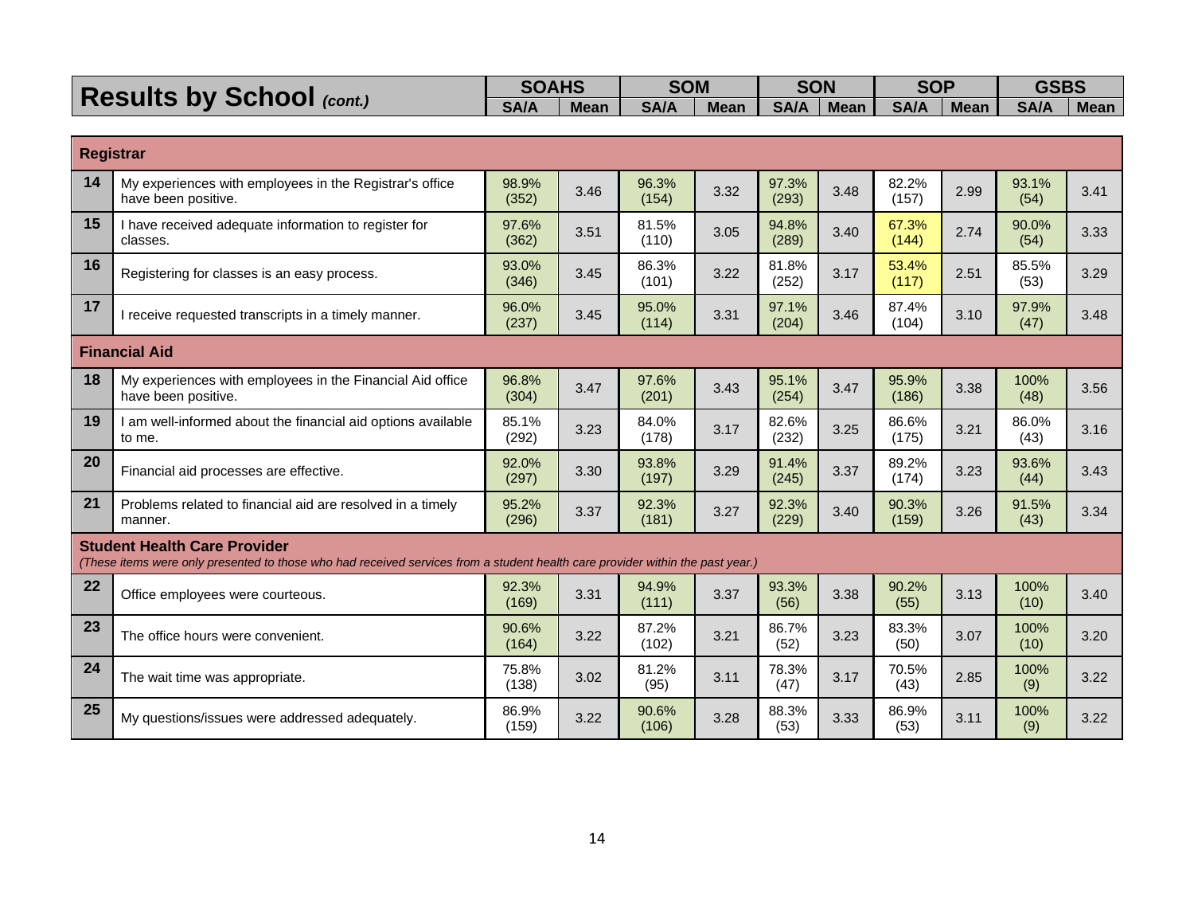## Results by School *(cont.)*

| | | SOAHS | | SOM | | SON | | SOP | | GSBS | |
|---|---|---|---|---|---|---|---|---|---|---|---|
| | | SA/A | Mean | SA/A | Mean | SA/A | Mean | SA/A | Mean | SA/A | Mean |
| **Registrar** | | | | | | | | | | | |
| **14** | My experiences with employees in the Registrar's office have been positive. | 98.9% (352) | 3.46 | 96.3% (154) | 3.32 | 97.3% (293) | 3.48 | 82.2% (157) | 2.99 | 93.1% (54) | 3.41 |
| **15** | I have received adequate information to register for classes. | 97.6% (362) | 3.51 | 81.5% (110) | 3.05 | 94.8% (289) | 3.40 | 67.3% (144) | 2.74 | 90.0% (54) | 3.33 |
| **16** | Registering for classes is an easy process. | 93.0% (346) | 3.45 | 86.3% (101) | 3.22 | 81.8% (252) | 3.17 | 53.4% (117) | 2.51 | 85.5% (53) | 3.29 |
| **17** | I receive requested transcripts in a timely manner. | 96.0% (237) | 3.45 | 95.0% (114) | 3.31 | 97.1% (204) | 3.46 | 87.4% (104) | 3.10 | 97.9% (47) | 3.48 |
| **Financial Aid** | | | | | | | | | | | |
| **18** | My experiences with employees in the Financial Aid office have been positive. | 96.8% (304) | 3.47 | 97.6% (201) | 3.43 | 95.1% (254) | 3.47 | 95.9% (186) | 3.38 | 100% (48) | 3.56 |
| **19** | I am well-informed about the financial aid options available to me. | 85.1% (292) | 3.23 | 84.0% (178) | 3.17 | 82.6% (232) | 3.25 | 86.6% (175) | 3.21 | 86.0% (43) | 3.16 |
| **20** | Financial aid processes are effective. | 92.0% (297) | 3.30 | 93.8% (197) | 3.29 | 91.4% (245) | 3.37 | 89.2% (174) | 3.23 | 93.6% (44) | 3.43 |
| **21** | Problems related to financial aid are resolved in a timely manner. | 95.2% (296) | 3.37 | 92.3% (181) | 3.27 | 92.3% (229) | 3.40 | 90.3% (159) | 3.26 | 91.5% (43) | 3.34 |
| **Student Health Care Provider** *(These items were only presented to those who had received services from a student health care provider within the past year.)* | | | | | | | | | | | |
| **22** | Office employees were courteous. | 92.3% (169) | 3.31 | 94.9% (111) | 3.37 | 93.3% (56) | 3.38 | 90.2% (55) | 3.13 | 100% (10) | 3.40 |
| **23** | The office hours were convenient. | 90.6% (164) | 3.22 | 87.2% (102) | 3.21 | 86.7% (52) | 3.23 | 83.3% (50) | 3.07 | 100% (10) | 3.20 |
| **24** | The wait time was appropriate. | 75.8% (138) | 3.02 | 81.2% (95) | 3.11 | 78.3% (47) | 3.17 | 70.5% (43) | 2.85 | 100% (9) | 3.22 |
| **25** | My questions/issues were addressed adequately. | 86.9% (159) | 3.22 | 90.6% (106) | 3.28 | 88.3% (53) | 3.33 | 86.9% (53) | 3.11 | 100% (9) | 3.22 |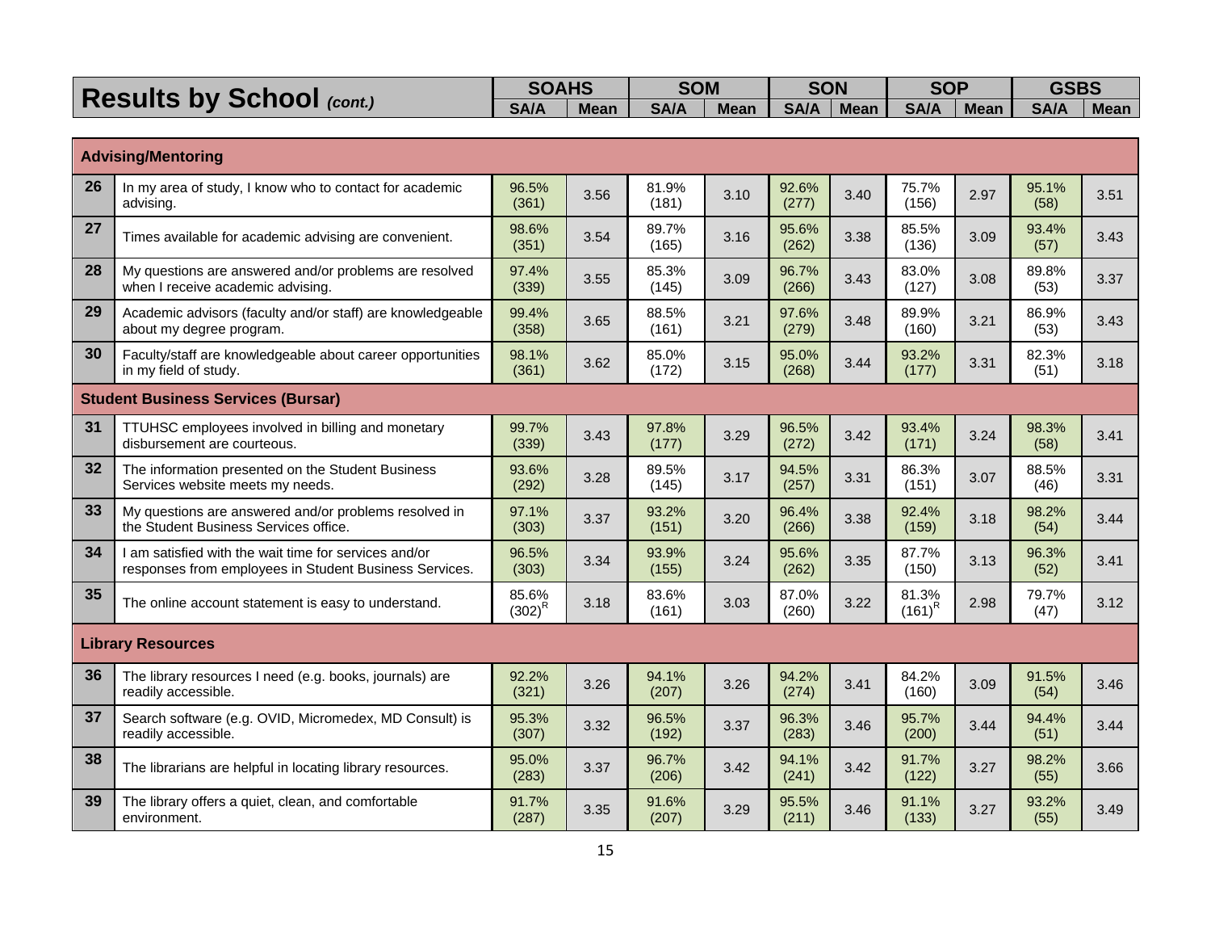## Results by School *(cont.)*

| # | Item | SOAHS SA/A | SOAHS Mean | SOM SA/A | SOM Mean | SON SA/A | SON Mean | SOP SA/A | SOP Mean | GSBS SA/A | GSBS Mean |
|---|---|---|---|---|---|---|---|---|---|---|---|
| **Advising/Mentoring** | | | | | | | | | | | |
| 26 | In my area of study, I know who to contact for academic advising. | 96.5% (361) | 3.56 | 81.9% (181) | 3.10 | 92.6% (277) | 3.40 | 75.7% (156) | 2.97 | 95.1% (58) | 3.51 |
| 27 | Times available for academic advising are convenient. | 98.6% (351) | 3.54 | 89.7% (165) | 3.16 | 95.6% (262) | 3.38 | 85.5% (136) | 3.09 | 93.4% (57) | 3.43 |
| 28 | My questions are answered and/or problems are resolved when I receive academic advising. | 97.4% (339) | 3.55 | 85.3% (145) | 3.09 | 96.7% (266) | 3.43 | 83.0% (127) | 3.08 | 89.8% (53) | 3.37 |
| 29 | Academic advisors (faculty and/or staff) are knowledgeable about my degree program. | 99.4% (358) | 3.65 | 88.5% (161) | 3.21 | 97.6% (279) | 3.48 | 89.9% (160) | 3.21 | 86.9% (53) | 3.43 |
| 30 | Faculty/staff are knowledgeable about career opportunities in my field of study. | 98.1% (361) | 3.62 | 85.0% (172) | 3.15 | 95.0% (268) | 3.44 | 93.2% (177) | 3.31 | 82.3% (51) | 3.18 |
| **Student Business Services (Bursar)** | | | | | | | | | | | |
| 31 | TTUHSC employees involved in billing and monetary disbursement are courteous. | 99.7% (339) | 3.43 | 97.8% (177) | 3.29 | 96.5% (272) | 3.42 | 93.4% (171) | 3.24 | 98.3% (58) | 3.41 |
| 32 | The information presented on the Student Business Services website meets my needs. | 93.6% (292) | 3.28 | 89.5% (145) | 3.17 | 94.5% (257) | 3.31 | 86.3% (151) | 3.07 | 88.5% (46) | 3.31 |
| 33 | My questions are answered and/or problems resolved in the Student Business Services office. | 97.1% (303) | 3.37 | 93.2% (151) | 3.20 | 96.4% (266) | 3.38 | 92.4% (159) | 3.18 | 98.2% (54) | 3.44 |
| 34 | I am satisfied with the wait time for services and/or responses from employees in Student Business Services. | 96.5% (303) | 3.34 | 93.9% (155) | 3.24 | 95.6% (262) | 3.35 | 87.7% (150) | 3.13 | 96.3% (52) | 3.41 |
| 35 | The online account statement is easy to understand. | 85.6% (302)[R] | 3.18 | 83.6% (161) | 3.03 | 87.0% (260) | 3.22 | 81.3% (161)[R] | 2.98 | 79.7% (47) | 3.12 |
| **Library Resources** | | | | | | | | | | | |
| 36 | The library resources I need (e.g. books, journals) are readily accessible. | 92.2% (321) | 3.26 | 94.1% (207) | 3.26 | 94.2% (274) | 3.41 | 84.2% (160) | 3.09 | 91.5% (54) | 3.46 |
| 37 | Search software (e.g. OVID, Micromedex, MD Consult) is readily accessible. | 95.3% (307) | 3.32 | 96.5% (192) | 3.37 | 96.3% (283) | 3.46 | 95.7% (200) | 3.44 | 94.4% (51) | 3.44 |
| 38 | The librarians are helpful in locating library resources. | 95.0% (283) | 3.37 | 96.7% (206) | 3.42 | 94.1% (241) | 3.42 | 91.7% (122) | 3.27 | 98.2% (55) | 3.66 |
| 39 | The library offers a quiet, clean, and comfortable environment. | 91.7% (287) | 3.35 | 91.6% (207) | 3.29 | 95.5% (211) | 3.46 | 91.1% (133) | 3.27 | 93.2% (55) | 3.49 |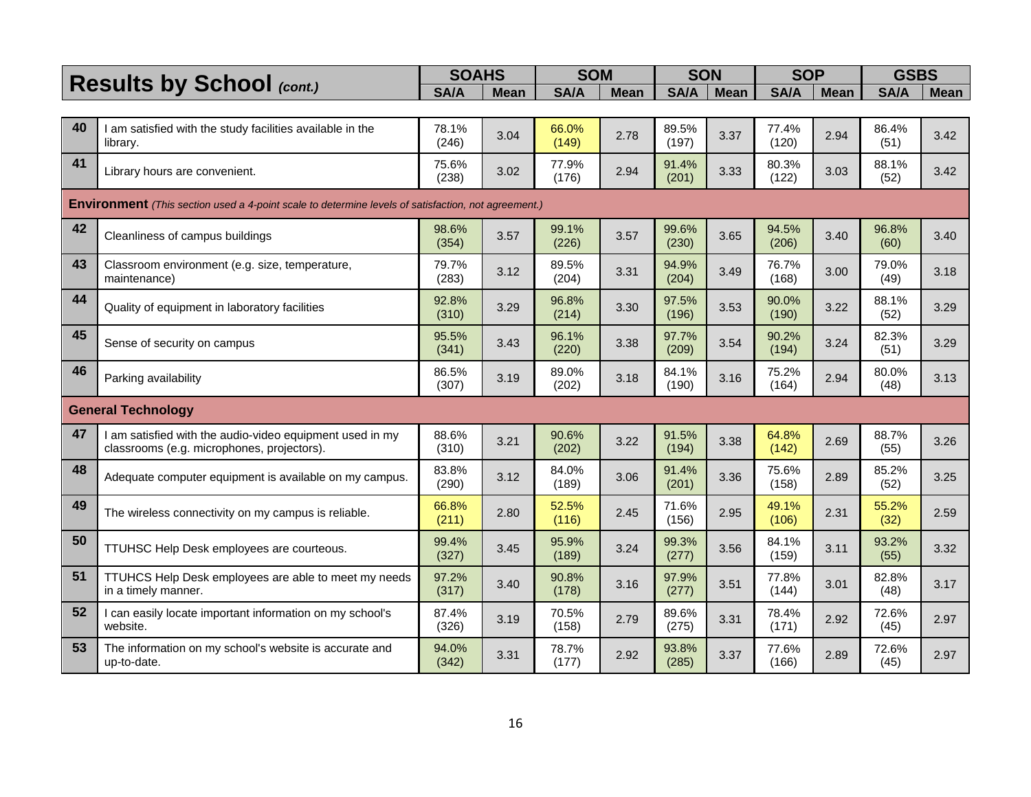| Results by School *(cont.)* | | SOAHS | | SOM | | SON | | SOP | | GSBS | |
|---|---|---|---|---|---|---|---|---|---|---|---|
| | | SA/A | Mean | SA/A | Mean | SA/A | Mean | SA/A | Mean | SA/A | Mean |
| 40 | I am satisfied with the study facilities available in the library. | 78.1% (246) | 3.04 | 66.0% (149) | 2.78 | 89.5% (197) | 3.37 | 77.4% (120) | 2.94 | 86.4% (51) | 3.42 |
| 41 | Library hours are convenient. | 75.6% (238) | 3.02 | 77.9% (176) | 2.94 | 91.4% (201) | 3.33 | 80.3% (122) | 3.03 | 88.1% (52) | 3.42 |
| **Environment** *(This section used a 4-point scale to determine levels of satisfaction, not agreement.)* | | | | | | | | | | | |
| 42 | Cleanliness of campus buildings | 98.6% (354) | 3.57 | 99.1% (226) | 3.57 | 99.6% (230) | 3.65 | 94.5% (206) | 3.40 | 96.8% (60) | 3.40 |
| 43 | Classroom environment (e.g. size, temperature, maintenance) | 79.7% (283) | 3.12 | 89.5% (204) | 3.31 | 94.9% (204) | 3.49 | 76.7% (168) | 3.00 | 79.0% (49) | 3.18 |
| 44 | Quality of equipment in laboratory facilities | 92.8% (310) | 3.29 | 96.8% (214) | 3.30 | 97.5% (196) | 3.53 | 90.0% (190) | 3.22 | 88.1% (52) | 3.29 |
| 45 | Sense of security on campus | 95.5% (341) | 3.43 | 96.1% (220) | 3.38 | 97.7% (209) | 3.54 | 90.2% (194) | 3.24 | 82.3% (51) | 3.29 |
| 46 | Parking availability | 86.5% (307) | 3.19 | 89.0% (202) | 3.18 | 84.1% (190) | 3.16 | 75.2% (164) | 2.94 | 80.0% (48) | 3.13 |
| **General Technology** | | | | | | | | | | | |
| 47 | I am satisfied with the audio-video equipment used in my classrooms (e.g. microphones, projectors). | 88.6% (310) | 3.21 | 90.6% (202) | 3.22 | 91.5% (194) | 3.38 | 64.8% (142) | 2.69 | 88.7% (55) | 3.26 |
| 48 | Adequate computer equipment is available on my campus. | 83.8% (290) | 3.12 | 84.0% (189) | 3.06 | 91.4% (201) | 3.36 | 75.6% (158) | 2.89 | 85.2% (52) | 3.25 |
| 49 | The wireless connectivity on my campus is reliable. | 66.8% (211) | 2.80 | 52.5% (116) | 2.45 | 71.6% (156) | 2.95 | 49.1% (106) | 2.31 | 55.2% (32) | 2.59 |
| 50 | TTUHSC Help Desk employees are courteous. | 99.4% (327) | 3.45 | 95.9% (189) | 3.24 | 99.3% (277) | 3.56 | 84.1% (159) | 3.11 | 93.2% (55) | 3.32 |
| 51 | TTUHCS Help Desk employees are able to meet my needs in a timely manner. | 97.2% (317) | 3.40 | 90.8% (178) | 3.16 | 97.9% (277) | 3.51 | 77.8% (144) | 3.01 | 82.8% (48) | 3.17 |
| 52 | I can easily locate important information on my school's website. | 87.4% (326) | 3.19 | 70.5% (158) | 2.79 | 89.6% (275) | 3.31 | 78.4% (171) | 2.92 | 72.6% (45) | 2.97 |
| 53 | The information on my school's website is accurate and up-to-date. | 94.0% (342) | 3.31 | 78.7% (177) | 2.92 | 93.8% (285) | 3.37 | 77.6% (166) | 2.89 | 72.6% (45) | 2.97 |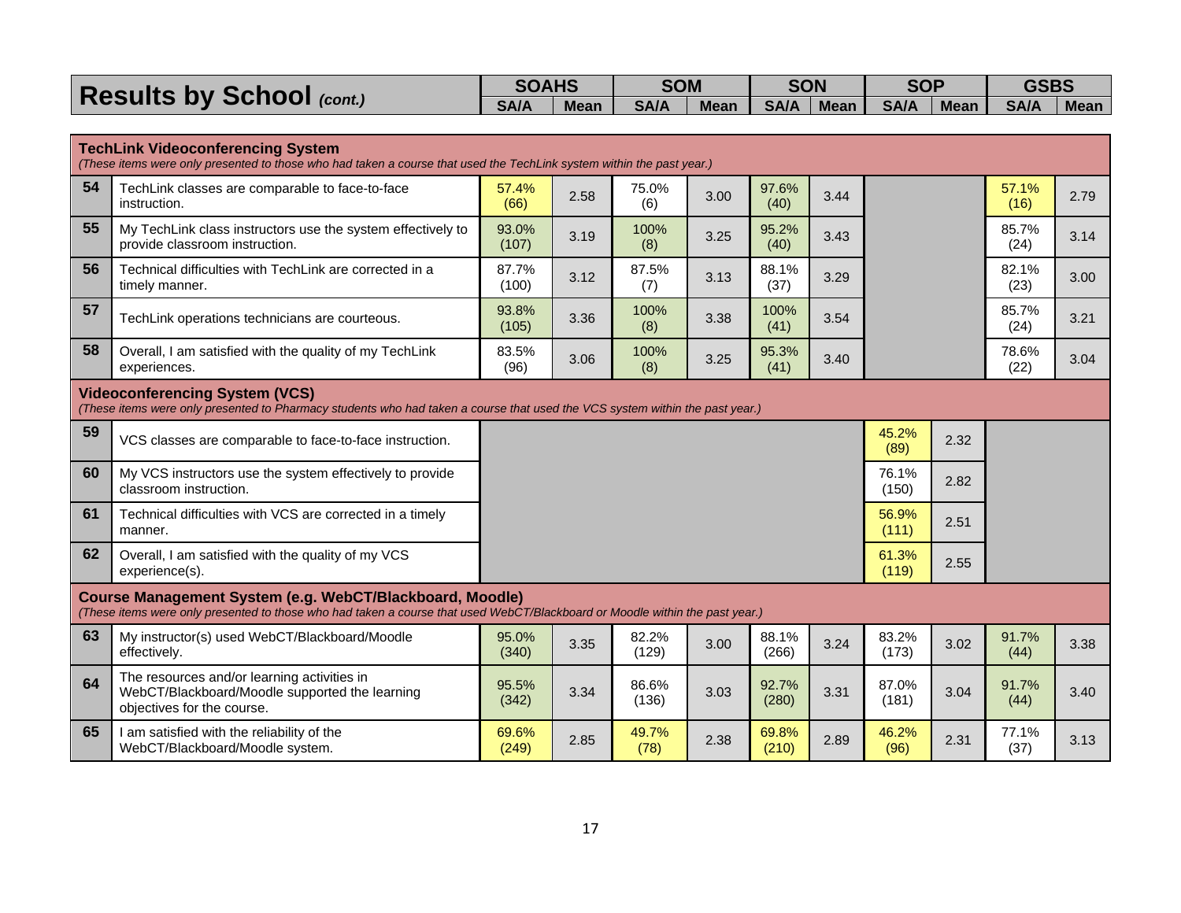# Results by School *(cont.)*

| | | SOAHS | | SOM | | SON | | SOP | | GSBS | |
|---|---|---|---|---|---|---|---|---|---|---|---|
| | | SA/A | Mean | SA/A | Mean | SA/A | Mean | SA/A | Mean | SA/A | Mean |
| **TechLink Videoconferencing System** *(These items were only presented to those who had taken a course that used the TechLink system within the past year.)* | | | | | | | | | | | |
| 54 | TechLink classes are comparable to face-to-face instruction. | 57.4% (66) | 2.58 | 75.0% (6) | 3.00 | 97.6% (40) | 3.44 | | | 57.1% (16) | 2.79 |
| 55 | My TechLink class instructors use the system effectively to provide classroom instruction. | 93.0% (107) | 3.19 | 100% (8) | 3.25 | 95.2% (40) | 3.43 | | | 85.7% (24) | 3.14 |
| 56 | Technical difficulties with TechLink are corrected in a timely manner. | 87.7% (100) | 3.12 | 87.5% (7) | 3.13 | 88.1% (37) | 3.29 | | | 82.1% (23) | 3.00 |
| 57 | TechLink operations technicians are courteous. | 93.8% (105) | 3.36 | 100% (8) | 3.38 | 100% (41) | 3.54 | | | 85.7% (24) | 3.21 |
| 58 | Overall, I am satisfied with the quality of my TechLink experiences. | 83.5% (96) | 3.06 | 100% (8) | 3.25 | 95.3% (41) | 3.40 | | | 78.6% (22) | 3.04 |
| **Videoconferencing System (VCS)** *(These items were only presented to Pharmacy students who had taken a course that used the VCS system within the past year.)* | | | | | | | | | | | |
| 59 | VCS classes are comparable to face-to-face instruction. | | | | | | | 45.2% (89) | 2.32 | | |
| 60 | My VCS instructors use the system effectively to provide classroom instruction. | | | | | | | 76.1% (150) | 2.82 | | |
| 61 | Technical difficulties with VCS are corrected in a timely manner. | | | | | | | 56.9% (111) | 2.51 | | |
| 62 | Overall, I am satisfied with the quality of my VCS experience(s). | | | | | | | 61.3% (119) | 2.55 | | |
| **Course Management System (e.g. WebCT/Blackboard, Moodle)** *(These items were only presented to those who had taken a course that used WebCT/Blackboard or Moodle within the past year.)* | | | | | | | | | | | |
| 63 | My instructor(s) used WebCT/Blackboard/Moodle effectively. | 95.0% (340) | 3.35 | 82.2% (129) | 3.00 | 88.1% (266) | 3.24 | 83.2% (173) | 3.02 | 91.7% (44) | 3.38 |
| 64 | The resources and/or learning activities in WebCT/Blackboard/Moodle supported the learning objectives for the course. | 95.5% (342) | 3.34 | 86.6% (136) | 3.03 | 92.7% (280) | 3.31 | 87.0% (181) | 3.04 | 91.7% (44) | 3.40 |
| 65 | I am satisfied with the reliability of the WebCT/Blackboard/Moodle system. | 69.6% (249) | 2.85 | 49.7% (78) | 2.38 | 69.8% (210) | 2.89 | 46.2% (96) | 2.31 | 77.1% (37) | 3.13 |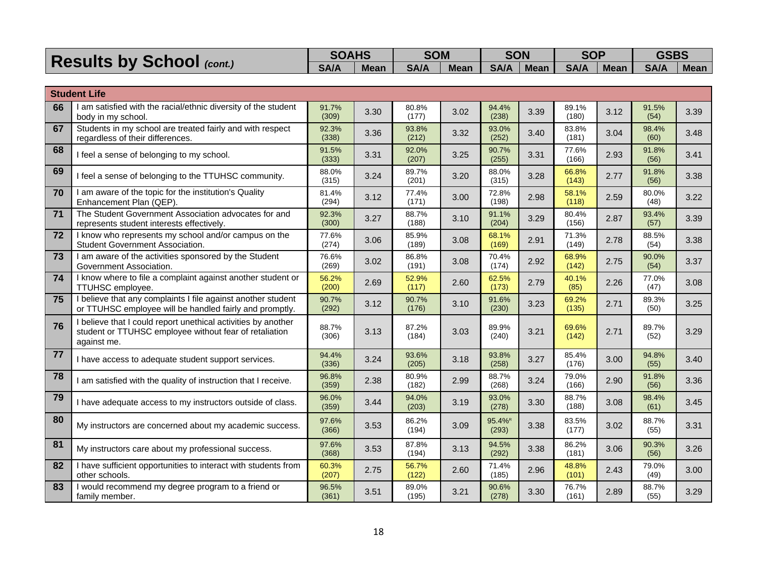# Results by School *(cont.)*

| | | SOAHS | | SOM | | SON | | SOP | | GSBS | |
|---|---|---|---|---|---|---|---|---|---|---|---|
| | | SA/A | Mean | SA/A | Mean | SA/A | Mean | SA/A | Mean | SA/A | Mean |
| **Student Life** | | | | | | | | | | | |
| 66 | I am satisfied with the racial/ethnic diversity of the student body in my school. | 91.7% (309) | 3.30 | 80.8% (177) | 3.02 | 94.4% (238) | 3.39 | 89.1% (180) | 3.12 | 91.5% (54) | 3.39 |
| 67 | Students in my school are treated fairly and with respect regardless of their differences. | 92.3% (338) | 3.36 | 93.8% (212) | 3.32 | 93.0% (252) | 3.40 | 83.8% (181) | 3.04 | 98.4% (60) | 3.48 |
| 68 | I feel a sense of belonging to my school. | 91.5% (333) | 3.31 | 92.0% (207) | 3.25 | 90.7% (255) | 3.31 | 77.6% (166) | 2.93 | 91.8% (56) | 3.41 |
| 69 | I feel a sense of belonging to the TTUHSC community. | 88.0% (315) | 3.24 | 89.7% (201) | 3.20 | 88.0% (315) | 3.28 | 66.8% (143) | 2.77 | 91.8% (56) | 3.38 |
| 70 | I am aware of the topic for the institution's Quality Enhancement Plan (QEP). | 81.4% (294) | 3.12 | 77.4% (171) | 3.00 | 72.8% (198) | 2.98 | 58.1% (118) | 2.59 | 80.0% (48) | 3.22 |
| 71 | The Student Government Association advocates for and represents student interests effectively. | 92.3% (300) | 3.27 | 88.7% (188) | 3.10 | 91.1% (204) | 3.29 | 80.4% (156) | 2.87 | 93.4% (57) | 3.39 |
| 72 | I know who represents my school and/or campus on the Student Government Association. | 77.6% (274) | 3.06 | 85.9% (189) | 3.08 | 68.1% (169) | 2.91 | 71.3% (149) | 2.78 | 88.5% (54) | 3.38 |
| 73 | I am aware of the activities sponsored by the Student Government Association. | 76.6% (269) | 3.02 | 86.8% (191) | 3.08 | 70.4% (174) | 2.92 | 68.9% (142) | 2.75 | 90.0% (54) | 3.37 |
| 74 | I know where to file a complaint against another student or TTUHSC employee. | 56.2% (200) | 2.69 | 52.9% (117) | 2.60 | 62.5% (173) | 2.79 | 40.1% (85) | 2.26 | 77.0% (47) | 3.08 |
| 75 | I believe that any complaints I file against another student or TTUHSC employee will be handled fairly and promptly. | 90.7% (292) | 3.12 | 90.7% (176) | 3.10 | 91.6% (230) | 3.23 | 69.2% (135) | 2.71 | 89.3% (50) | 3.25 |
| 76 | I believe that I could report unethical activities by another student or TTUHSC employee without fear of retaliation against me. | 88.7% (306) | 3.13 | 87.2% (184) | 3.03 | 89.9% (240) | 3.21 | 69.6% (142) | 2.71 | 89.7% (52) | 3.29 |
| 77 | I have access to adequate student support services. | 94.4% (336) | 3.24 | 93.6% (205) | 3.18 | 93.8% (258) | 3.27 | 85.4% (176) | 3.00 | 94.8% (55) | 3.40 |
| 78 | I am satisfied with the quality of instruction that I receive. | 96.8% (359) | 2.38 | 80.9% (182) | 2.99 | 88.7% (268) | 3.24 | 79.0% (166) | 2.90 | 91.8% (56) | 3.36 |
| 79 | I have adequate access to my instructors outside of class. | 96.0% (359) | 3.44 | 94.0% (203) | 3.19 | 93.0% (278) | 3.30 | 88.7% (188) | 3.08 | 98.4% (61) | 3.45 |
| 80 | My instructors are concerned about my academic success. | 97.6% (366) | 3.53 | 86.2% (194) | 3.09 | 95.4%[R] (293) | 3.38 | 83.5% (177) | 3.02 | 88.7% (55) | 3.31 |
| 81 | My instructors care about my professional success. | 97.6% (368) | 3.53 | 87.8% (194) | 3.13 | 94.5% (292) | 3.38 | 86.2% (181) | 3.06 | 90.3% (56) | 3.26 |
| 82 | I have sufficient opportunities to interact with students from other schools. | 60.3% (207) | 2.75 | 56.7% (122) | 2.60 | 71.4% (185) | 2.96 | 48.8% (101) | 2.43 | 79.0% (49) | 3.00 |
| 83 | I would recommend my degree program to a friend or family member. | 96.5% (361) | 3.51 | 89.0% (195) | 3.21 | 90.6% (278) | 3.30 | 76.7% (161) | 2.89 | 88.7% (55) | 3.29 |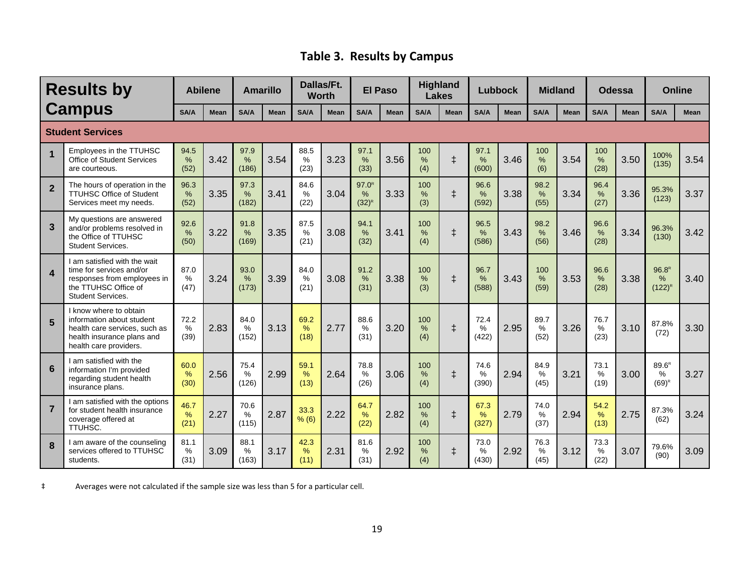## Table 3. Results by Campus

| Results by Campus | | Abilene | | Amarillo | | Dallas/Ft. Worth | | El Paso | | Highland Lakes | | Lubbock | | Midland | | Odessa | | Online | |
|---|---|---|---|---|---|---|---|---|---|---|---|---|---|---|---|---|---|---|---|
| | | SA/A | Mean | SA/A | Mean | SA/A | Mean | SA/A | Mean | SA/A | Mean | SA/A | Mean | SA/A | Mean | SA/A | Mean | SA/A | Mean |
| **Student Services** | | | | | | | | | | | | | | | | | | | |
| 1 | Employees in the TTUHSC Office of Student Services are courteous. | 94.5 % (52) | 3.42 | 97.9 % (186) | 3.54 | 88.5 % (23) | 3.23 | 97.1 % (33) | 3.56 | 100 % (4) | ‡ | 97.1 % (600) | 3.46 | 100 % (6) | 3.54 | 100 % (28) | 3.50 | 100% (135) | 3.54 |
| 2 | The hours of operation in the TTUHSC Office of Student Services meet my needs. | 96.3 % (52) | 3.35 | 97.3 % (182) | 3.41 | 84.6 % (22) | 3.04 | 97.0[R] % (32)[R] | 3.33 | 100 % (3) | ‡ | 96.6 % (592) | 3.38 | 98.2 % (55) | 3.34 | 96.4 % (27) | 3.36 | 95.3% (123) | 3.37 |
| 3 | My questions are answered and/or problems resolved in the Office of TTUHSC Student Services. | 92.6 % (50) | 3.22 | 91.8 % (169) | 3.35 | 87.5 % (21) | 3.08 | 94.1 % (32) | 3.41 | 100 % (4) | ‡ | 96.5 % (586) | 3.43 | 98.2 % (56) | 3.46 | 96.6 % (28) | 3.34 | 96.3% (130) | 3.42 |
| 4 | I am satisfied with the wait time for services and/or responses from employees in the TTUHSC Office of Student Services. | 87.0 % (47) | 3.24 | 93.0 % (173) | 3.39 | 84.0 % (21) | 3.08 | 91.2 % (31) | 3.38 | 100 % (3) | ‡ | 96.7 % (588) | 3.43 | 100 % (59) | 3.53 | 96.6 % (28) | 3.38 | 96.8[R] % (122)[R] | 3.40 |
| 5 | I know where to obtain information about student health care services, such as health insurance plans and health care providers. | 72.2 % (39) | 2.83 | 84.0 % (152) | 3.13 | 69.2 % (18) | 2.77 | 88.6 % (31) | 3.20 | 100 % (4) | ‡ | 72.4 % (422) | 2.95 | 89.7 % (52) | 3.26 | 76.7 % (23) | 3.10 | 87.8% (72) | 3.30 |
| 6 | I am satisfied with the information I'm provided regarding student health insurance plans. | 60.0 % (30) | 2.56 | 75.4 % (126) | 2.99 | 59.1 % (13) | 2.64 | 78.8 % (26) | 3.06 | 100 % (4) | ‡ | 74.6 % (390) | 2.94 | 84.9 % (45) | 3.21 | 73.1 % (19) | 3.00 | 89.6[R] % (69)[R] | 3.27 |
| 7 | I am satisfied with the options for student health insurance coverage offered at TTUHSC. | 46.7 % (21) | 2.27 | 70.6 % (115) | 2.87 | 33.3 % (6) | 2.22 | 64.7 % (22) | 2.82 | 100 % (4) | ‡ | 67.3 % (327) | 2.79 | 74.0 % (37) | 2.94 | 54.2 % (13) | 2.75 | 87.3% (62) | 3.24 |
| 8 | I am aware of the counseling services offered to TTUHSC students. | 81.1 % (31) | 3.09 | 88.1 % (163) | 3.17 | 42.3 % (11) | 2.31 | 81.6 % (31) | 2.92 | 100 % (4) | ‡ | 73.0 % (430) | 2.92 | 76.3 % (45) | 3.12 | 73.3 % (22) | 3.07 | 79.6% (90) | 3.09 |

‡ Averages were not calculated if the sample size was less than 5 for a particular cell.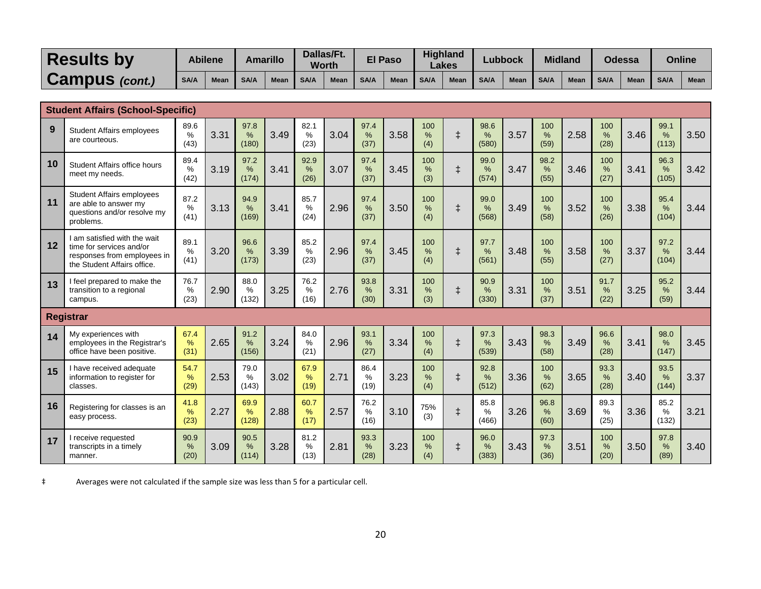| Results by Campus *(cont.)* | | Abilene | | Amarillo | | Dallas/Ft. Worth | | El Paso | | Highland Lakes | | Lubbock | | Midland | | Odessa | | Online | |
|---|---|---|---|---|---|---|---|---|---|---|---|---|---|---|---|---|---|---|---|
| | | SA/A | Mean | SA/A | Mean | SA/A | Mean | SA/A | Mean | SA/A | Mean | SA/A | Mean | SA/A | Mean | SA/A | Mean | SA/A | Mean |
| **Student Affairs (School-Specific)** | | | | | | | | | | | | | | | | | | | |
| 9 | Student Affairs employees are courteous. | 89.6 % (43) | 3.31 | 97.8 % (180) | 3.49 | 82.1 % (23) | 3.04 | 97.4 % (37) | 3.58 | 100 % (4) | ‡ | 98.6 % (580) | 3.57 | 100 % (59) | 2.58 | 100 % (28) | 3.46 | 99.1 % (113) | 3.50 |
| 10 | Student Affairs office hours meet my needs. | 89.4 % (42) | 3.19 | 97.2 % (174) | 3.41 | 92.9 % (26) | 3.07 | 97.4 % (37) | 3.45 | 100 % (3) | ‡ | 99.0 % (574) | 3.47 | 98.2 % (55) | 3.46 | 100 % (27) | 3.41 | 96.3 % (105) | 3.42 |
| 11 | Student Affairs employees are able to answer my questions and/or resolve my problems. | 87.2 % (41) | 3.13 | 94.9 % (169) | 3.41 | 85.7 % (24) | 2.96 | 97.4 % (37) | 3.50 | 100 % (4) | ‡ | 99.0 % (568) | 3.49 | 100 % (58) | 3.52 | 100 % (26) | 3.38 | 95.4 % (104) | 3.44 |
| 12 | I am satisfied with the wait time for services and/or responses from employees in the Student Affairs office. | 89.1 % (41) | 3.20 | 96.6 % (173) | 3.39 | 85.2 % (23) | 2.96 | 97.4 % (37) | 3.45 | 100 % (4) | ‡ | 97.7 % (561) | 3.48 | 100 % (55) | 3.58 | 100 % (27) | 3.37 | 97.2 % (104) | 3.44 |
| 13 | I feel prepared to make the transition to a regional campus. | 76.7 % (23) | 2.90 | 88.0 % (132) | 3.25 | 76.2 % (16) | 2.76 | 93.8 % (30) | 3.31 | 100 % (3) | ‡ | 90.9 % (330) | 3.31 | 100 % (37) | 3.51 | 91.7 % (22) | 3.25 | 95.2 % (59) | 3.44 |
| **Registrar** | | | | | | | | | | | | | | | | | | | |
| 14 | My experiences with employees in the Registrar's office have been positive. | 67.4 % (31) | 2.65 | 91.2 % (156) | 3.24 | 84.0 % (21) | 2.96 | 93.1 % (27) | 3.34 | 100 % (4) | ‡ | 97.3 % (539) | 3.43 | 98.3 % (58) | 3.49 | 96.6 % (28) | 3.41 | 98.0 % (147) | 3.45 |
| 15 | I have received adequate information to register for classes. | 54.7 % (29) | 2.53 | 79.0 % (143) | 3.02 | 67.9 % (19) | 2.71 | 86.4 % (19) | 3.23 | 100 % (4) | ‡ | 92.8 % (512) | 3.36 | 100 % (62) | 3.65 | 93.3 % (28) | 3.40 | 93.5 % (144) | 3.37 |
| 16 | Registering for classes is an easy process. | 41.8 % (23) | 2.27 | 69.9 % (128) | 2.88 | 60.7 % (17) | 2.57 | 76.2 % (16) | 3.10 | 75% (3) | ‡ | 85.8 % (466) | 3.26 | 96.8 % (60) | 3.69 | 89.3 % (25) | 3.36 | 85.2 % (132) | 3.21 |
| 17 | I receive requested transcripts in a timely manner. | 90.9 % (20) | 3.09 | 90.5 % (114) | 3.28 | 81.2 % (13) | 2.81 | 93.3 % (28) | 3.23 | 100 % (4) | ‡ | 96.0 % (383) | 3.43 | 97.3 % (36) | 3.51 | 100 % (20) | 3.50 | 97.8 % (89) | 3.40 |

‡ Averages were not calculated if the sample size was less than 5 for a particular cell.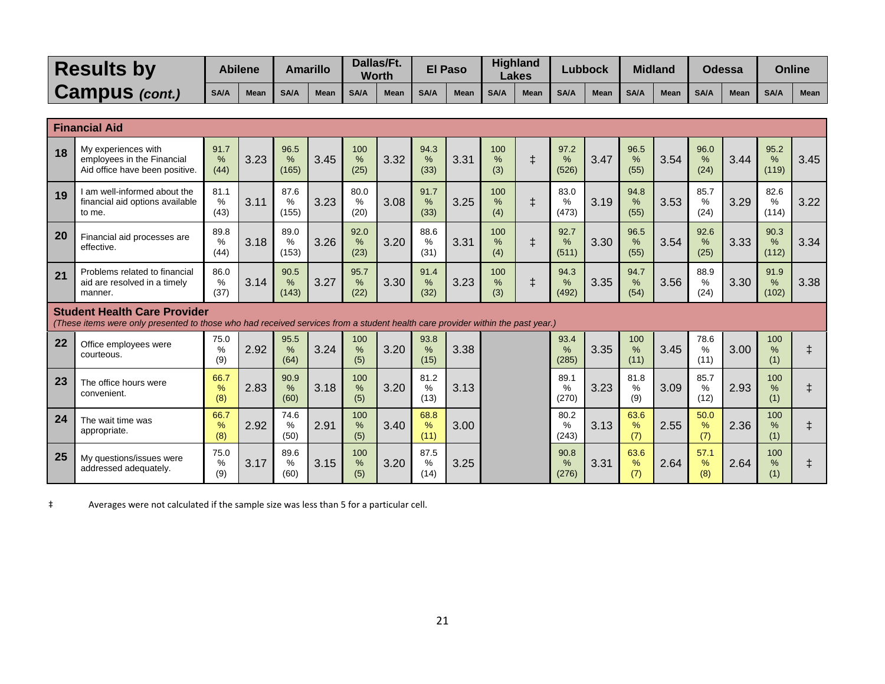| Results by Campus *(cont.)* | | Abilene | | Amarillo | | Dallas/Ft. Worth | | El Paso | | Highland Lakes | | Lubbock | | Midland | | Odessa | | Online | |
|---|---|---|---|---|---|---|---|---|---|---|---|---|---|---|---|---|---|---|---|
| | | SA/A | Mean | SA/A | Mean | SA/A | Mean | SA/A | Mean | SA/A | Mean | SA/A | Mean | SA/A | Mean | SA/A | Mean | SA/A | Mean |
| **Financial Aid** | | | | | | | | | | | | | | | | | | | |
| 18 | My experiences with employees in the Financial Aid office have been positive. | 91.7 % (44) | 3.23 | 96.5 % (165) | 3.45 | 100 % (25) | 3.32 | 94.3 % (33) | 3.31 | 100 % (3) | ‡ | 97.2 % (526) | 3.47 | 96.5 % (55) | 3.54 | 96.0 % (24) | 3.44 | 95.2 % (119) | 3.45 |
| 19 | I am well-informed about the financial aid options available to me. | 81.1 % (43) | 3.11 | 87.6 % (155) | 3.23 | 80.0 % (20) | 3.08 | 91.7 % (33) | 3.25 | 100 % (4) | ‡ | 83.0 % (473) | 3.19 | 94.8 % (55) | 3.53 | 85.7 % (24) | 3.29 | 82.6 % (114) | 3.22 |
| 20 | Financial aid processes are effective. | 89.8 % (44) | 3.18 | 89.0 % (153) | 3.26 | 92.0 % (23) | 3.20 | 88.6 % (31) | 3.31 | 100 % (4) | ‡ | 92.7 % (511) | 3.30 | 96.5 % (55) | 3.54 | 92.6 % (25) | 3.33 | 90.3 % (112) | 3.34 |
| 21 | Problems related to financial aid are resolved in a timely manner. | 86.0 % (37) | 3.14 | 90.5 % (143) | 3.27 | 95.7 % (22) | 3.30 | 91.4 % (32) | 3.23 | 100 % (3) | ‡ | 94.3 % (492) | 3.35 | 94.7 % (54) | 3.56 | 88.9 % (24) | 3.30 | 91.9 % (102) | 3.38 |
| **Student Health Care Provider** *(These items were only presented to those who had received services from a student health care provider within the past year.)* | | | | | | | | | | | | | | | | | | | |
| 22 | Office employees were courteous. | 75.0 % (9) | 2.92 | 95.5 % (64) | 3.24 | 100 % (5) | 3.20 | 93.8 % (15) | 3.38 | | | 93.4 % (285) | 3.35 | 100 % (11) | 3.45 | 78.6 % (11) | 3.00 | 100 % (1) | ‡ |
| 23 | The office hours were convenient. | 66.7 % (8) | 2.83 | 90.9 % (60) | 3.18 | 100 % (5) | 3.20 | 81.2 % (13) | 3.13 | | | 89.1 % (270) | 3.23 | 81.8 % (9) | 3.09 | 85.7 % (12) | 2.93 | 100 % (1) | ‡ |
| 24 | The wait time was appropriate. | 66.7 % (8) | 2.92 | 74.6 % (50) | 2.91 | 100 % (5) | 3.40 | 68.8 % (11) | 3.00 | | | 80.2 % (243) | 3.13 | 63.6 % (7) | 2.55 | 50.0 % (7) | 2.36 | 100 % (1) | ‡ |
| 25 | My questions/issues were addressed adequately. | 75.0 % (9) | 3.17 | 89.6 % (60) | 3.15 | 100 % (5) | 3.20 | 87.5 % (14) | 3.25 | | | 90.8 % (276) | 3.31 | 63.6 % (7) | 2.64 | 57.1 % (8) | 2.64 | 100 % (1) | ‡ |

‡ Averages were not calculated if the sample size was less than 5 for a particular cell.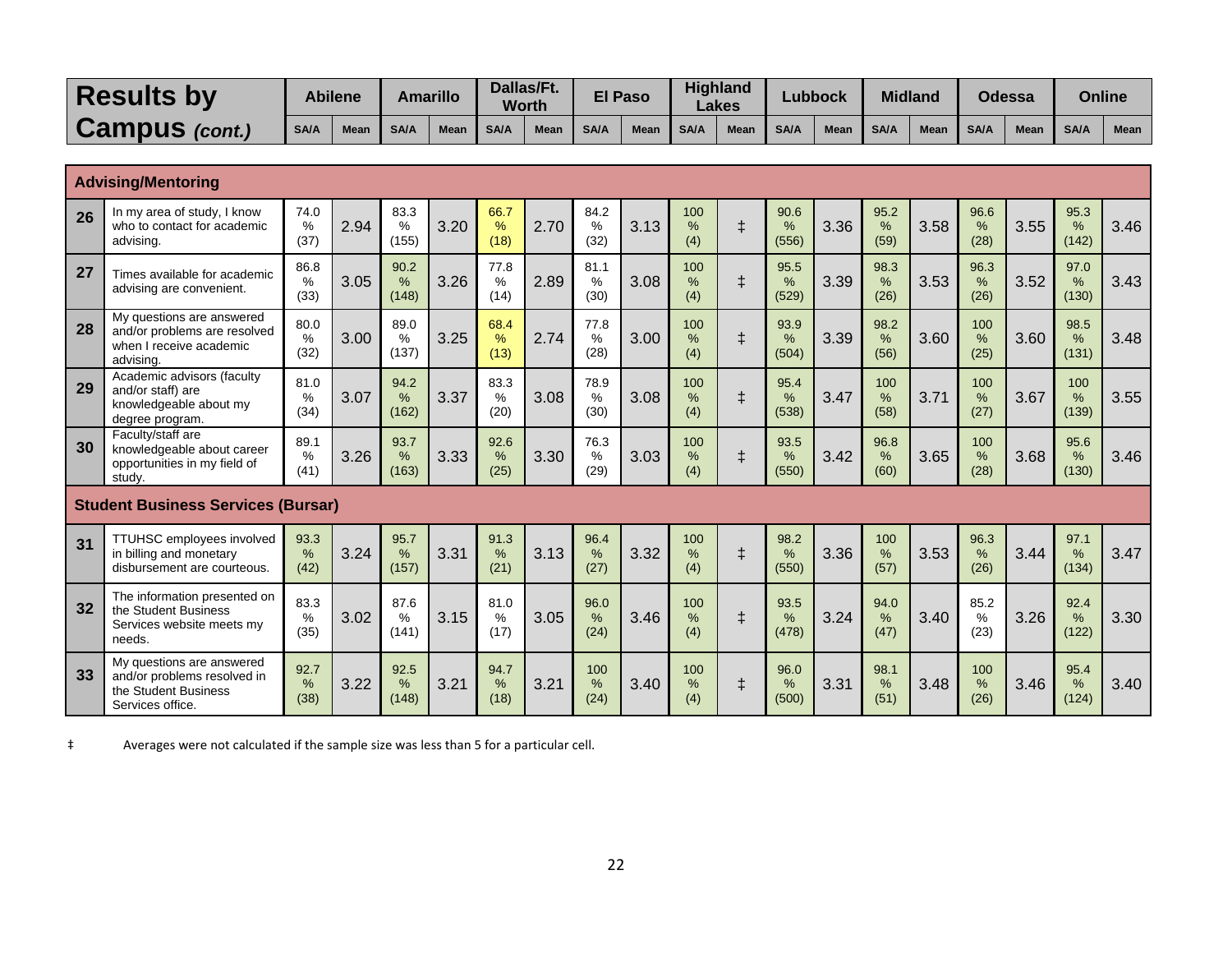# Results by Campus *(cont.)*

| | | Abilene | | Amarillo | | Dallas/Ft. Worth | | El Paso | | Highland Lakes | | Lubbock | | Midland | | Odessa | | Online | |
|---|---|---|---|---|---|---|---|---|---|---|---|---|---|---|---|---|---|---|---|
| | | SA/A | Mean | SA/A | Mean | SA/A | Mean | SA/A | Mean | SA/A | Mean | SA/A | Mean | SA/A | Mean | SA/A | Mean | SA/A | Mean |
| **Advising/Mentoring** | | | | | | | | | | | | | | | | | | | |
| 26 | In my area of study, I know who to contact for academic advising. | 74.0 % (37) | 2.94 | 83.3 % (155) | 3.20 | 66.7 % (18) | 2.70 | 84.2 % (32) | 3.13 | 100 % (4) | ‡ | 90.6 % (556) | 3.36 | 95.2 % (59) | 3.58 | 96.6 % (28) | 3.55 | 95.3 % (142) | 3.46 |
| 27 | Times available for academic advising are convenient. | 86.8 % (33) | 3.05 | 90.2 % (148) | 3.26 | 77.8 % (14) | 2.89 | 81.1 % (30) | 3.08 | 100 % (4) | ‡ | 95.5 % (529) | 3.39 | 98.3 % (26) | 3.53 | 96.3 % (26) | 3.52 | 97.0 % (130) | 3.43 |
| 28 | My questions are answered and/or problems are resolved when I receive academic advising. | 80.0 % (32) | 3.00 | 89.0 % (137) | 3.25 | 68.4 % (13) | 2.74 | 77.8 % (28) | 3.00 | 100 % (4) | ‡ | 93.9 % (504) | 3.39 | 98.2 % (56) | 3.60 | 100 % (25) | 3.60 | 98.5 % (131) | 3.48 |
| 29 | Academic advisors (faculty and/or staff) are knowledgeable about my degree program. | 81.0 % (34) | 3.07 | 94.2 % (162) | 3.37 | 83.3 % (20) | 3.08 | 78.9 % (30) | 3.08 | 100 % (4) | ‡ | 95.4 % (538) | 3.47 | 100 % (58) | 3.71 | 100 % (27) | 3.67 | 100 % (139) | 3.55 |
| 30 | Faculty/staff are knowledgeable about career opportunities in my field of study. | 89.1 % (41) | 3.26 | 93.7 % (163) | 3.33 | 92.6 % (25) | 3.30 | 76.3 % (29) | 3.03 | 100 % (4) | ‡ | 93.5 % (550) | 3.42 | 96.8 % (60) | 3.65 | 100 % (28) | 3.68 | 95.6 % (130) | 3.46 |
| **Student Business Services (Bursar)** | | | | | | | | | | | | | | | | | | | |
| 31 | TTUHSC employees involved in billing and monetary disbursement are courteous. | 93.3 % (42) | 3.24 | 95.7 % (157) | 3.31 | 91.3 % (21) | 3.13 | 96.4 % (27) | 3.32 | 100 % (4) | ‡ | 98.2 % (550) | 3.36 | 100 % (57) | 3.53 | 96.3 % (26) | 3.44 | 97.1 % (134) | 3.47 |
| 32 | The information presented on the Student Business Services website meets my needs. | 83.3 % (35) | 3.02 | 87.6 % (141) | 3.15 | 81.0 % (17) | 3.05 | 96.0 % (24) | 3.46 | 100 % (4) | ‡ | 93.5 % (478) | 3.24 | 94.0 % (47) | 3.40 | 85.2 % (23) | 3.26 | 92.4 % (122) | 3.30 |
| 33 | My questions are answered and/or problems resolved in the Student Business Services office. | 92.7 % (38) | 3.22 | 92.5 % (148) | 3.21 | 94.7 % (18) | 3.21 | 100 % (24) | 3.40 | 100 % (4) | ‡ | 96.0 % (500) | 3.31 | 98.1 % (51) | 3.48 | 100 % (26) | 3.46 | 95.4 % (124) | 3.40 |

‡ Averages were not calculated if the sample size was less than 5 for a particular cell.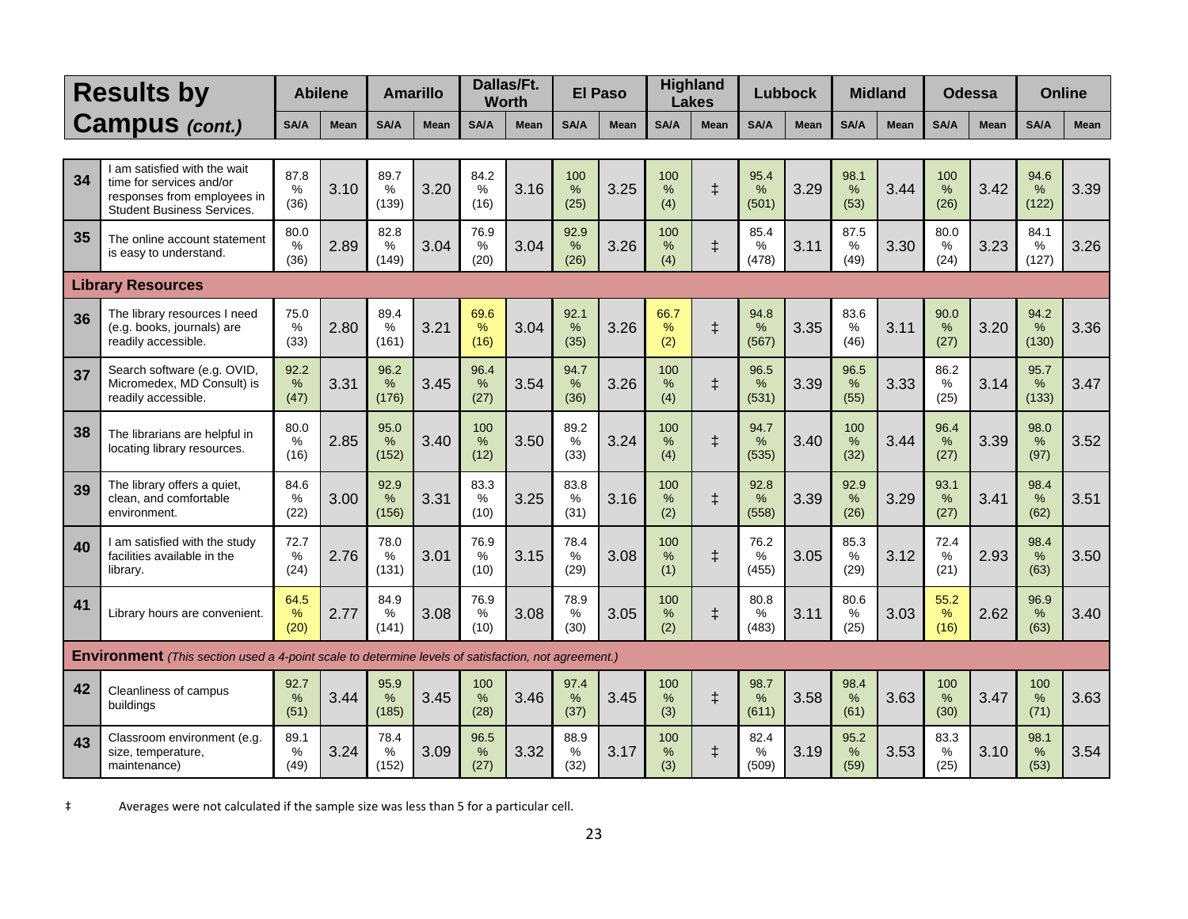| Results by Campus *(cont.)* | | Abilene | | Amarillo | | Dallas/Ft. Worth | | El Paso | | Highland Lakes | | Lubbock | | Midland | | Odessa | | Online | |
|---|---|---|---|---|---|---|---|---|---|---|---|---|---|---|---|---|---|---|---|
| | | SA/A | Mean | SA/A | Mean | SA/A | Mean | SA/A | Mean | SA/A | Mean | SA/A | Mean | SA/A | Mean | SA/A | Mean | SA/A | Mean |
| 34 | I am satisfied with the wait time for services and/or responses from employees in Student Business Services. | 87.8 % (36) | 3.10 | 89.7 % (139) | 3.20 | 84.2 % (16) | 3.16 | 100 % (25) | 3.25 | 100 % (4) | ‡ | 95.4 % (501) | 3.29 | 98.1 % (53) | 3.44 | 100 % (26) | 3.42 | 94.6 % (122) | 3.39 |
| 35 | The online account statement is easy to understand. | 80.0 % (36) | 2.89 | 82.8 % (149) | 3.04 | 76.9 % (20) | 3.04 | 92.9 % (26) | 3.26 | 100 % (4) | ‡ | 85.4 % (478) | 3.11 | 87.5 % (49) | 3.30 | 80.0 % (24) | 3.23 | 84.1 % (127) | 3.26 |
| **Library Resources** | | | | | | | | | | | | | | | | | | | |
| 36 | The library resources I need (e.g. books, journals) are readily accessible. | 75.0 % (33) | 2.80 | 89.4 % (161) | 3.21 | 69.6 % (16) | 3.04 | 92.1 % (35) | 3.26 | 66.7 % (2) | ‡ | 94.8 % (567) | 3.35 | 83.6 % (46) | 3.11 | 90.0 % (27) | 3.20 | 94.2 % (130) | 3.36 |
| 37 | Search software (e.g. OVID, Micromedex, MD Consult) is readily accessible. | 92.2 % (47) | 3.31 | 96.2 % (176) | 3.45 | 96.4 % (27) | 3.54 | 94.7 % (36) | 3.26 | 100 % (4) | ‡ | 96.5 % (531) | 3.39 | 96.5 % (55) | 3.33 | 86.2 % (25) | 3.14 | 95.7 % (133) | 3.47 |
| 38 | The librarians are helpful in locating library resources. | 80.0 % (16) | 2.85 | 95.0 % (152) | 3.40 | 100 % (12) | 3.50 | 89.2 % (33) | 3.24 | 100 % (4) | ‡ | 94.7 % (535) | 3.40 | 100 % (32) | 3.44 | 96.4 % (27) | 3.39 | 98.0 % (97) | 3.52 |
| 39 | The library offers a quiet, clean, and comfortable environment. | 84.6 % (22) | 3.00 | 92.9 % (156) | 3.31 | 83.3 % (10) | 3.25 | 83.8 % (31) | 3.16 | 100 % (2) | ‡ | 92.8 % (558) | 3.39 | 92.9 % (26) | 3.29 | 93.1 % (27) | 3.41 | 98.4 % (62) | 3.51 |
| 40 | I am satisfied with the study facilities available in the library. | 72.7 % (24) | 2.76 | 78.0 % (131) | 3.01 | 76.9 % (10) | 3.15 | 78.4 % (29) | 3.08 | 100 % (1) | ‡ | 76.2 % (455) | 3.05 | 85.3 % (29) | 3.12 | 72.4 % (21) | 2.93 | 98.4 % (63) | 3.50 |
| 41 | Library hours are convenient. | 64.5 % (20) | 2.77 | 84.9 % (141) | 3.08 | 76.9 % (10) | 3.08 | 78.9 % (30) | 3.05 | 100 % (2) | ‡ | 80.8 % (483) | 3.11 | 80.6 % (25) | 3.03 | 55.2 % (16) | 2.62 | 96.9 % (63) | 3.40 |
| **Environment** *(This section used a 4-point scale to determine levels of satisfaction, not agreement.)* | | | | | | | | | | | | | | | | | | | |
| 42 | Cleanliness of campus buildings | 92.7 % (51) | 3.44 | 95.9 % (185) | 3.45 | 100 % (28) | 3.46 | 97.4 % (37) | 3.45 | 100 % (3) | ‡ | 98.7 % (611) | 3.58 | 98.4 % (61) | 3.63 | 100 % (30) | 3.47 | 100 % (71) | 3.63 |
| 43 | Classroom environment (e.g. size, temperature, maintenance) | 89.1 % (49) | 3.24 | 78.4 % (152) | 3.09 | 96.5 % (27) | 3.32 | 88.9 % (32) | 3.17 | 100 % (3) | ‡ | 82.4 % (509) | 3.19 | 95.2 % (59) | 3.53 | 83.3 % (25) | 3.10 | 98.1 % (53) | 3.54 |

‡ Averages were not calculated if the sample size was less than 5 for a particular cell.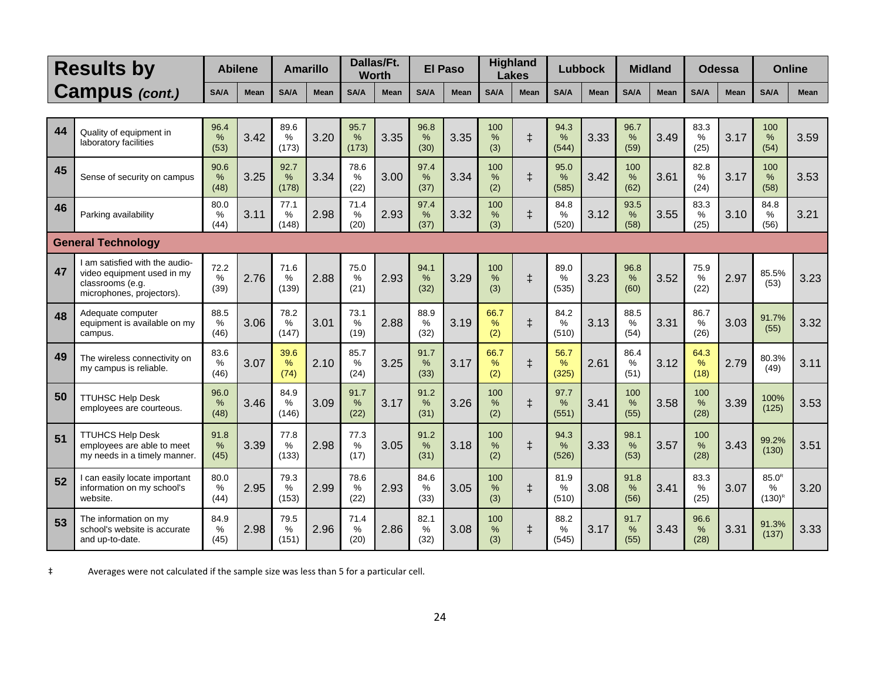| Results by Campus *(cont.)* | | Abilene | | Amarillo | | Dallas/Ft. Worth | | El Paso | | Highland Lakes | | Lubbock | | Midland | | Odessa | | Online | |
|---|---|---|---|---|---|---|---|---|---|---|---|---|---|---|---|---|---|---|---|
| | | SA/A | Mean | SA/A | Mean | SA/A | Mean | SA/A | Mean | SA/A | Mean | SA/A | Mean | SA/A | Mean | SA/A | Mean | SA/A | Mean |
| 44 | Quality of equipment in laboratory facilities | 96.4 % (53) | 3.42 | 89.6 % (173) | 3.20 | 95.7 % (173) | 3.35 | 96.8 % (30) | 3.35 | 100 % (3) | ‡ | 94.3 % (544) | 3.33 | 96.7 % (59) | 3.49 | 83.3 % (25) | 3.17 | 100 % (54) | 3.59 |
| 45 | Sense of security on campus | 90.6 % (48) | 3.25 | 92.7 % (178) | 3.34 | 78.6 % (22) | 3.00 | 97.4 % (37) | 3.34 | 100 % (2) | ‡ | 95.0 % (585) | 3.42 | 100 % (62) | 3.61 | 82.8 % (24) | 3.17 | 100 % (58) | 3.53 |
| 46 | Parking availability | 80.0 % (44) | 3.11 | 77.1 % (148) | 2.98 | 71.4 % (20) | 2.93 | 97.4 % (37) | 3.32 | 100 % (3) | ‡ | 84.8 % (520) | 3.12 | 93.5 % (58) | 3.55 | 83.3 % (25) | 3.10 | 84.8 % (56) | 3.21 |
| **General Technology** | | | | | | | | | | | | | | | | | | | |
| 47 | I am satisfied with the audio-video equipment used in my classrooms (e.g. microphones, projectors). | 72.2 % (39) | 2.76 | 71.6 % (139) | 2.88 | 75.0 % (21) | 2.93 | 94.1 % (32) | 3.29 | 100 % (3) | ‡ | 89.0 % (535) | 3.23 | 96.8 % (60) | 3.52 | 75.9 % (22) | 2.97 | 85.5% (53) | 3.23 |
| 48 | Adequate computer equipment is available on my campus. | 88.5 % (46) | 3.06 | 78.2 % (147) | 3.01 | 73.1 % (19) | 2.88 | 88.9 % (32) | 3.19 | 66.7 % (2) | ‡ | 84.2 % (510) | 3.13 | 88.5 % (54) | 3.31 | 86.7 % (26) | 3.03 | 91.7% (55) | 3.32 |
| 49 | The wireless connectivity on my campus is reliable. | 83.6 % (46) | 3.07 | 39.6 % (74) | 2.10 | 85.7 % (24) | 3.25 | 91.7 % (33) | 3.17 | 66.7 % (2) | ‡ | 56.7 % (325) | 2.61 | 86.4 % (51) | 3.12 | 64.3 % (18) | 2.79 | 80.3% (49) | 3.11 |
| 50 | TTUHSC Help Desk employees are courteous. | 96.0 % (48) | 3.46 | 84.9 % (146) | 3.09 | 91.7 % (22) | 3.17 | 91.2 % (31) | 3.26 | 100 % (2) | ‡ | 97.7 % (551) | 3.41 | 100 % (55) | 3.58 | 100 % (28) | 3.39 | 100% (125) | 3.53 |
| 51 | TTUHCS Help Desk employees are able to meet my needs in a timely manner. | 91.8 % (45) | 3.39 | 77.8 % (133) | 2.98 | 77.3 % (17) | 3.05 | 91.2 % (31) | 3.18 | 100 % (2) | ‡ | 94.3 % (526) | 3.33 | 98.1 % (53) | 3.57 | 100 % (28) | 3.43 | 99.2% (130) | 3.51 |
| 52 | I can easily locate important information on my school's website. | 80.0 % (44) | 2.95 | 79.3 % (153) | 2.99 | 78.6 % (22) | 2.93 | 84.6 % (33) | 3.05 | 100 % (3) | ‡ | 81.9 % (510) | 3.08 | 91.8 % (56) | 3.41 | 83.3 % (25) | 3.07 | 85.0[R] % (130)[R] | 3.20 |
| 53 | The information on my school's website is accurate and up-to-date. | 84.9 % (45) | 2.98 | 79.5 % (151) | 2.96 | 71.4 % (20) | 2.86 | 82.1 % (32) | 3.08 | 100 % (3) | ‡ | 88.2 % (545) | 3.17 | 91.7 % (55) | 3.43 | 96.6 % (28) | 3.31 | 91.3% (137) | 3.33 |

‡ Averages were not calculated if the sample size was less than 5 for a particular cell.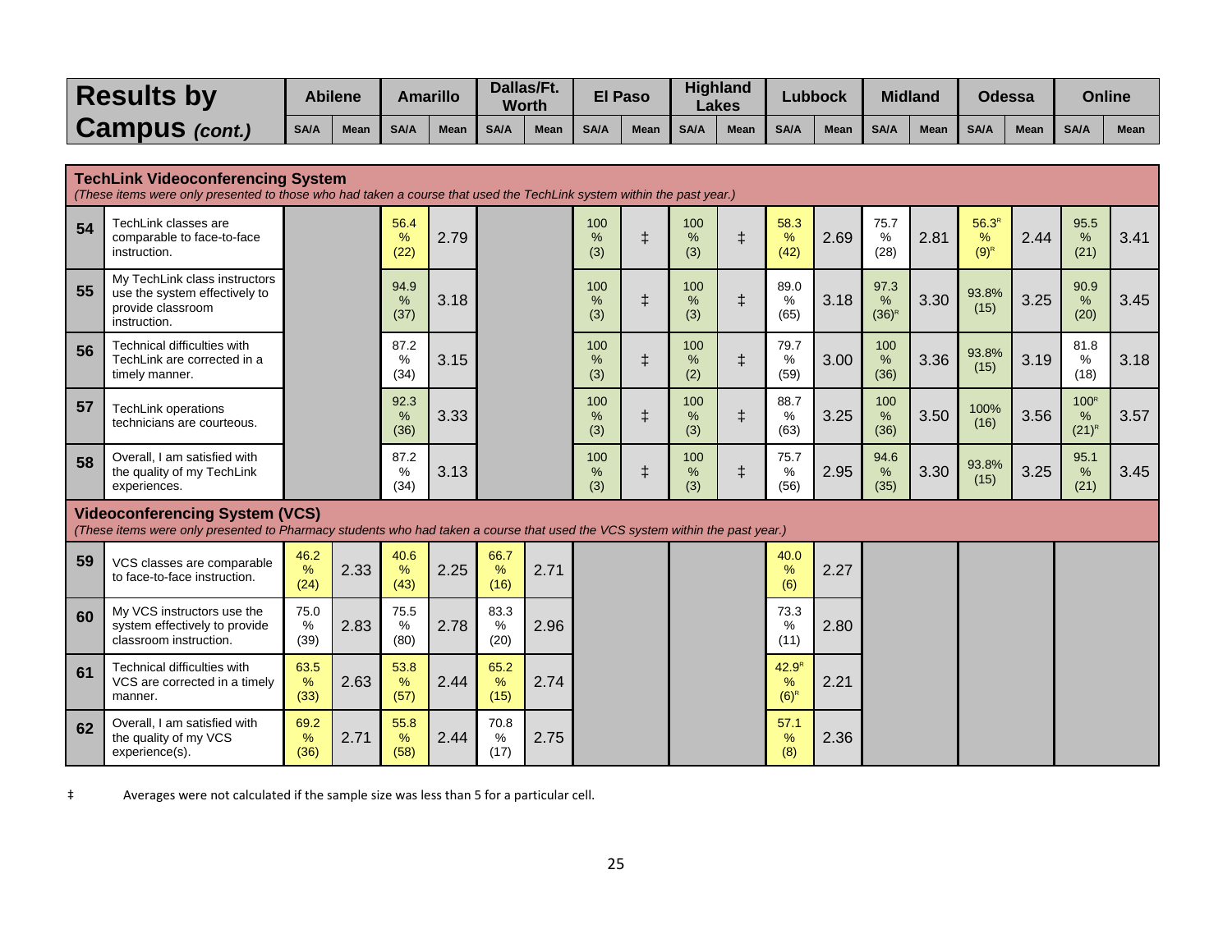| Results by Campus *(cont.)* | | Abilene | | Amarillo | | Dallas/Ft. Worth | | El Paso | | Highland Lakes | | Lubbock | | Midland | | Odessa | | Online | |
|---|---|---|---|---|---|---|---|---|---|---|---|---|---|---|---|---|---|---|---|
| | | SA/A | Mean | SA/A | Mean | SA/A | Mean | SA/A | Mean | SA/A | Mean | SA/A | Mean | SA/A | Mean | SA/A | Mean | SA/A | Mean |
| **TechLink Videoconferencing System** *(These items were only presented to those who had taken a course that used the TechLink system within the past year.)* | | | | | | | | | | | | | | | | | | | |
| 54 | TechLink classes are comparable to face-to-face instruction. | | | 56.4 % (22) | 2.79 | | | 100 % (3) | ‡ | 100 % (3) | ‡ | 58.3 % (42) | 2.69 | 75.7 % (28) | 2.81 | 56.3[R] % (9)[R] | 2.44 | 95.5 % (21) | 3.41 |
| 55 | My TechLink class instructors use the system effectively to provide classroom instruction. | | | 94.9 % (37) | 3.18 | | | 100 % (3) | ‡ | 100 % (3) | ‡ | 89.0 % (65) | 3.18 | 97.3 % (36)[R] | 3.30 | 93.8% (15) | 3.25 | 90.9 % (20) | 3.45 |
| 56 | Technical difficulties with TechLink are corrected in a timely manner. | | | 87.2 % (34) | 3.15 | | | 100 % (3) | ‡ | 100 % (2) | ‡ | 79.7 % (59) | 3.00 | 100 % (36) | 3.36 | 93.8% (15) | 3.19 | 81.8 % (18) | 3.18 |
| 57 | TechLink operations technicians are courteous. | | | 92.3 % (36) | 3.33 | | | 100 % (3) | ‡ | 100 % (3) | ‡ | 88.7 % (63) | 3.25 | 100 % (36) | 3.50 | 100% (16) | 3.56 | 100[R] % (21)[R] | 3.57 |
| 58 | Overall, I am satisfied with the quality of my TechLink experiences. | | | 87.2 % (34) | 3.13 | | | 100 % (3) | ‡ | 100 % (3) | ‡ | 75.7 % (56) | 2.95 | 94.6 % (35) | 3.30 | 93.8% (15) | 3.25 | 95.1 % (21) | 3.45 |
| **Videoconferencing System (VCS)** *(These items were only presented to Pharmacy students who had taken a course that used the VCS system within the past year.)* | | | | | | | | | | | | | | | | | | | |
| 59 | VCS classes are comparable to face-to-face instruction. | 46.2 % (24) | 2.33 | 40.6 % (43) | 2.25 | 66.7 % (16) | 2.71 | | | | | 40.0 % (6) | 2.27 | | | | | | |
| 60 | My VCS instructors use the system effectively to provide classroom instruction. | 75.0 % (39) | 2.83 | 75.5 % (80) | 2.78 | 83.3 % (20) | 2.96 | | | | | 73.3 % (11) | 2.80 | | | | | | |
| 61 | Technical difficulties with VCS are corrected in a timely manner. | 63.5 % (33) | 2.63 | 53.8 % (57) | 2.44 | 65.2 % (15) | 2.74 | | | | | 42.9[R] % (6)[R] | 2.21 | | | | | | |
| 62 | Overall, I am satisfied with the quality of my VCS experience(s). | 69.2 % (36) | 2.71 | 55.8 % (58) | 2.44 | 70.8 % (17) | 2.75 | | | | | 57.1 % (8) | 2.36 | | | | | | |

‡ Averages were not calculated if the sample size was less than 5 for a particular cell.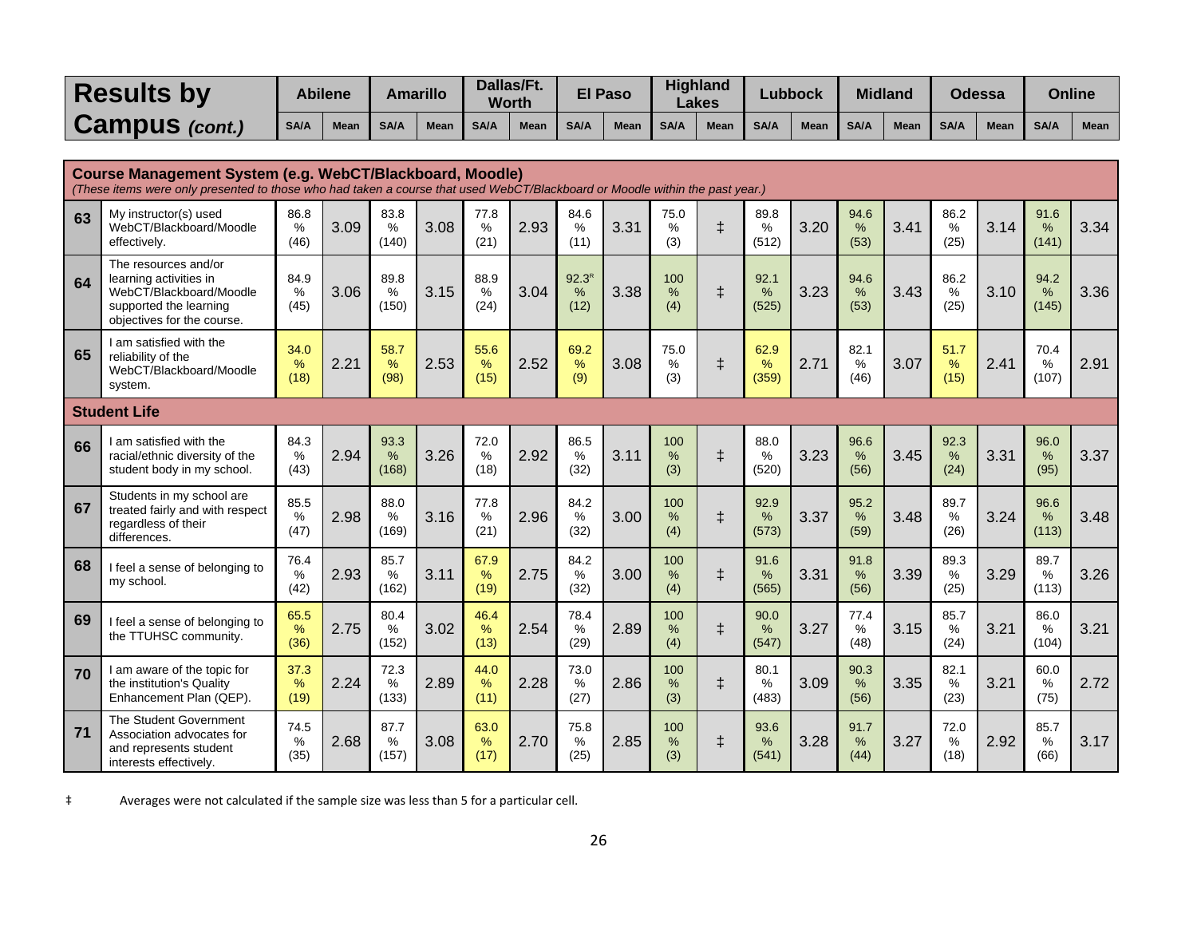# Results by Campus *(cont.)*

| | | Abilene | | Amarillo | | Dallas/Ft. Worth | | El Paso | | Highland Lakes | | Lubbock | | Midland | | Odessa | | Online | |
|---|---|---|---|---|---|---|---|---|---|---|---|---|---|---|---|---|---|---|---|
| | | SA/A | Mean | SA/A | Mean | SA/A | Mean | SA/A | Mean | SA/A | Mean | SA/A | Mean | SA/A | Mean | SA/A | Mean | SA/A | Mean |
| **Course Management System (e.g. WebCT/Blackboard, Moodle)** *(These items were only presented to those who had taken a course that used WebCT/Blackboard or Moodle within the past year.)* | | | | | | | | | | | | | | | | | | | |
| **63** | My instructor(s) used WebCT/Blackboard/Moodle effectively. | 86.8 % (46) | 3.09 | 83.8 % (140) | 3.08 | 77.8 % (21) | 2.93 | 84.6 % (11) | 3.31 | 75.0 % (3) | ‡ | 89.8 % (512) | 3.20 | 94.6 % (53) | 3.41 | 86.2 % (25) | 3.14 | 91.6 % (141) | 3.34 |
| **64** | The resources and/or learning activities in WebCT/Blackboard/Moodle supported the learning objectives for the course. | 84.9 % (45) | 3.06 | 89.8 % (150) | 3.15 | 88.9 % (24) | 3.04 | 92.3[R] % (12) | 3.38 | 100 % (4) | ‡ | 92.1 % (525) | 3.23 | 94.6 % (53) | 3.43 | 86.2 % (25) | 3.10 | 94.2 % (145) | 3.36 |
| **65** | I am satisfied with the reliability of the WebCT/Blackboard/Moodle system. | 34.0 % (18) | 2.21 | 58.7 % (98) | 2.53 | 55.6 % (15) | 2.52 | 69.2 % (9) | 3.08 | 75.0 % (3) | ‡ | 62.9 % (359) | 2.71 | 82.1 % (46) | 3.07 | 51.7 % (15) | 2.41 | 70.4 % (107) | 2.91 |
| **Student Life** | | | | | | | | | | | | | | | | | | | |
| **66** | I am satisfied with the racial/ethnic diversity of the student body in my school. | 84.3 % (43) | 2.94 | 93.3 % (168) | 3.26 | 72.0 % (18) | 2.92 | 86.5 % (32) | 3.11 | 100 % (3) | ‡ | 88.0 % (520) | 3.23 | 96.6 % (56) | 3.45 | 92.3 % (24) | 3.31 | 96.0 % (95) | 3.37 |
| **67** | Students in my school are treated fairly and with respect regardless of their differences. | 85.5 % (47) | 2.98 | 88.0 % (169) | 3.16 | 77.8 % (21) | 2.96 | 84.2 % (32) | 3.00 | 100 % (4) | ‡ | 92.9 % (573) | 3.37 | 95.2 % (59) | 3.48 | 89.7 % (26) | 3.24 | 96.6 % (113) | 3.48 |
| **68** | I feel a sense of belonging to my school. | 76.4 % (42) | 2.93 | 85.7 % (162) | 3.11 | 67.9 % (19) | 2.75 | 84.2 % (32) | 3.00 | 100 % (4) | ‡ | 91.6 % (565) | 3.31 | 91.8 % (56) | 3.39 | 89.3 % (25) | 3.29 | 89.7 % (113) | 3.26 |
| **69** | I feel a sense of belonging to the TTUHSC community. | 65.5 % (36) | 2.75 | 80.4 % (152) | 3.02 | 46.4 % (13) | 2.54 | 78.4 % (29) | 2.89 | 100 % (4) | ‡ | 90.0 % (547) | 3.27 | 77.4 % (48) | 3.15 | 85.7 % (24) | 3.21 | 86.0 % (104) | 3.21 |
| **70** | I am aware of the topic for the institution's Quality Enhancement Plan (QEP). | 37.3 % (19) | 2.24 | 72.3 % (133) | 2.89 | 44.0 % (11) | 2.28 | 73.0 % (27) | 2.86 | 100 % (3) | ‡ | 80.1 % (483) | 3.09 | 90.3 % (56) | 3.35 | 82.1 % (23) | 3.21 | 60.0 % (75) | 2.72 |
| **71** | The Student Government Association advocates for and represents student interests effectively. | 74.5 % (35) | 2.68 | 87.7 % (157) | 3.08 | 63.0 % (17) | 2.70 | 75.8 % (25) | 2.85 | 100 % (3) | ‡ | 93.6 % (541) | 3.28 | 91.7 % (44) | 3.27 | 72.0 % (18) | 2.92 | 85.7 % (66) | 3.17 |

‡ Averages were not calculated if the sample size was less than 5 for a particular cell.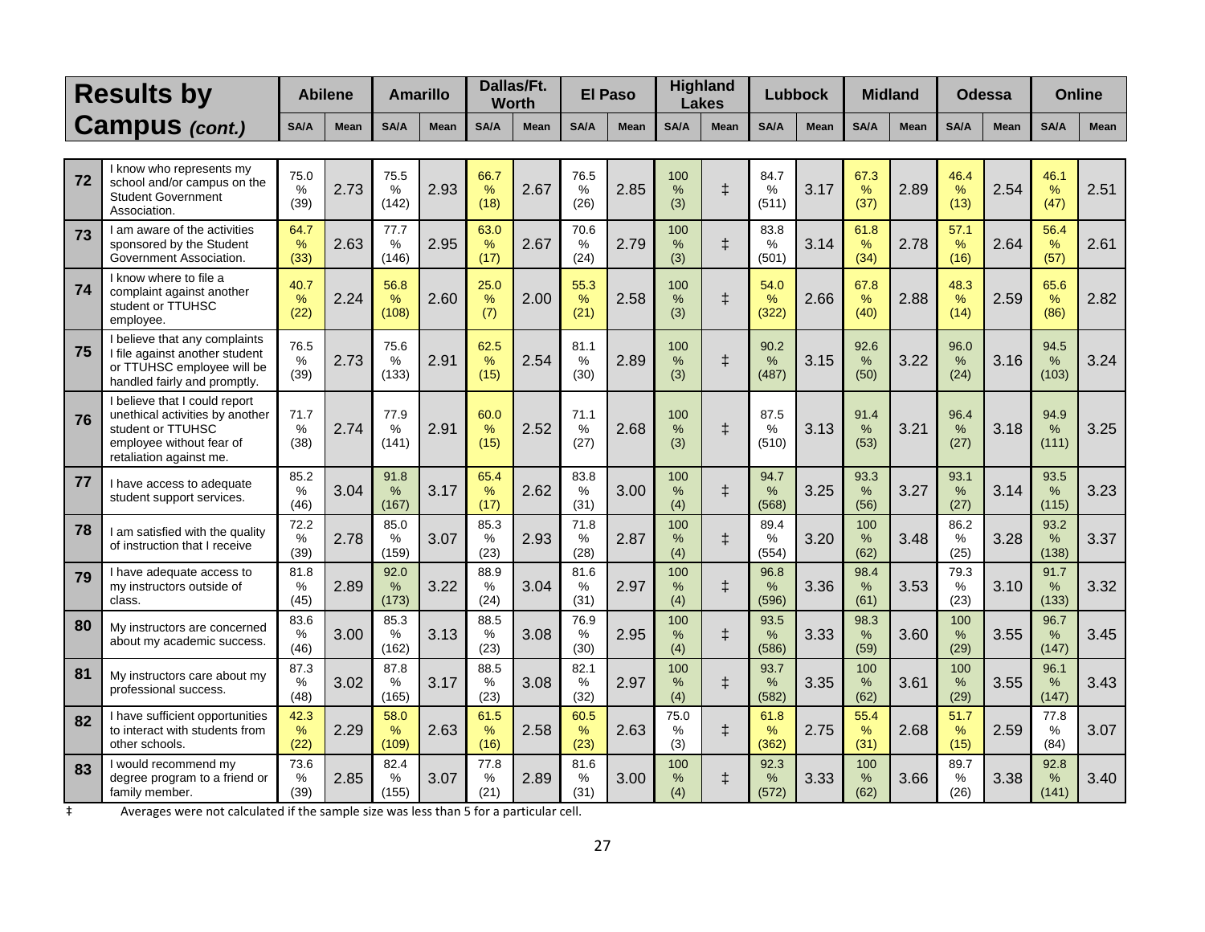| Results by Campus *(cont.)* | | Abilene | | Amarillo | | Dallas/Ft. Worth | | El Paso | | Highland Lakes | | Lubbock | | Midland | | Odessa | | Online | |
|---|---|---|---|---|---|---|---|---|---|---|---|---|---|---|---|---|---|---|---|
| | | SA/A | Mean | SA/A | Mean | SA/A | Mean | SA/A | Mean | SA/A | Mean | SA/A | Mean | SA/A | Mean | SA/A | Mean | SA/A | Mean |
| 72 | I know who represents my school and/or campus on the Student Government Association. | 75.0 % (39) | 2.73 | 75.5 % (142) | 2.93 | 66.7 % (18) | 2.67 | 76.5 % (26) | 2.85 | 100 % (3) | ‡ | 84.7 % (511) | 3.17 | 67.3 % (37) | 2.89 | 46.4 % (13) | 2.54 | 46.1 % (47) | 2.51 |
| 73 | I am aware of the activities sponsored by the Student Government Association. | 64.7 % (33) | 2.63 | 77.7 % (146) | 2.95 | 63.0 % (17) | 2.67 | 70.6 % (24) | 2.79 | 100 % (3) | ‡ | 83.8 % (501) | 3.14 | 61.8 % (34) | 2.78 | 57.1 % (16) | 2.64 | 56.4 % (57) | 2.61 |
| 74 | I know where to file a complaint against another student or TTUHSC employee. | 40.7 % (22) | 2.24 | 56.8 % (108) | 2.60 | 25.0 % (7) | 2.00 | 55.3 % (21) | 2.58 | 100 % (3) | ‡ | 54.0 % (322) | 2.66 | 67.8 % (40) | 2.88 | 48.3 % (14) | 2.59 | 65.6 % (86) | 2.82 |
| 75 | I believe that any complaints I file against another student or TTUHSC employee will be handled fairly and promptly. | 76.5 % (39) | 2.73 | 75.6 % (133) | 2.91 | 62.5 % (15) | 2.54 | 81.1 % (30) | 2.89 | 100 % (3) | ‡ | 90.2 % (487) | 3.15 | 92.6 % (50) | 3.22 | 96.0 % (24) | 3.16 | 94.5 % (103) | 3.24 |
| 76 | I believe that I could report unethical activities by another student or TTUHSC employee without fear of retaliation against me. | 71.7 % (38) | 2.74 | 77.9 % (141) | 2.91 | 60.0 % (15) | 2.52 | 71.1 % (27) | 2.68 | 100 % (3) | ‡ | 87.5 % (510) | 3.13 | 91.4 % (53) | 3.21 | 96.4 % (27) | 3.18 | 94.9 % (111) | 3.25 |
| 77 | I have access to adequate student support services. | 85.2 % (46) | 3.04 | 91.8 % (167) | 3.17 | 65.4 % (17) | 2.62 | 83.8 % (31) | 3.00 | 100 % (4) | ‡ | 94.7 % (568) | 3.25 | 93.3 % (56) | 3.27 | 93.1 % (27) | 3.14 | 93.5 % (115) | 3.23 |
| 78 | I am satisfied with the quality of instruction that I receive | 72.2 % (39) | 2.78 | 85.0 % (159) | 3.07 | 85.3 % (23) | 2.93 | 71.8 % (28) | 2.87 | 100 % (4) | ‡ | 89.4 % (554) | 3.20 | 100 % (62) | 3.48 | 86.2 % (25) | 3.28 | 93.2 % (138) | 3.37 |
| 79 | I have adequate access to my instructors outside of class. | 81.8 % (45) | 2.89 | 92.0 % (173) | 3.22 | 88.9 % (24) | 3.04 | 81.6 % (31) | 2.97 | 100 % (4) | ‡ | 96.8 % (596) | 3.36 | 98.4 % (61) | 3.53 | 79.3 % (23) | 3.10 | 91.7 % (133) | 3.32 |
| 80 | My instructors are concerned about my academic success. | 83.6 % (46) | 3.00 | 85.3 % (162) | 3.13 | 88.5 % (23) | 3.08 | 76.9 % (30) | 2.95 | 100 % (4) | ‡ | 93.5 % (586) | 3.33 | 98.3 % (59) | 3.60 | 100 % (29) | 3.55 | 96.7 % (147) | 3.45 |
| 81 | My instructors care about my professional success. | 87.3 % (48) | 3.02 | 87.8 % (165) | 3.17 | 88.5 % (23) | 3.08 | 82.1 % (32) | 2.97 | 100 % (4) | ‡ | 93.7 % (582) | 3.35 | 100 % (62) | 3.61 | 100 % (29) | 3.55 | 96.1 % (147) | 3.43 |
| 82 | I have sufficient opportunities to interact with students from other schools. | 42.3 % (22) | 2.29 | 58.0 % (109) | 2.63 | 61.5 % (16) | 2.58 | 60.5 % (23) | 2.63 | 75.0 % (3) | ‡ | 61.8 % (362) | 2.75 | 55.4 % (31) | 2.68 | 51.7 % (15) | 2.59 | 77.8 % (84) | 3.07 |
| 83 | I would recommend my degree program to a friend or family member. | 73.6 % (39) | 2.85 | 82.4 % (155) | 3.07 | 77.8 % (21) | 2.89 | 81.6 % (31) | 3.00 | 100 % (4) | ‡ | 92.3 % (572) | 3.33 | 100 % (62) | 3.66 | 89.7 % (26) | 3.38 | 92.8 % (141) | 3.40 |

‡ Averages were not calculated if the sample size was less than 5 for a particular cell.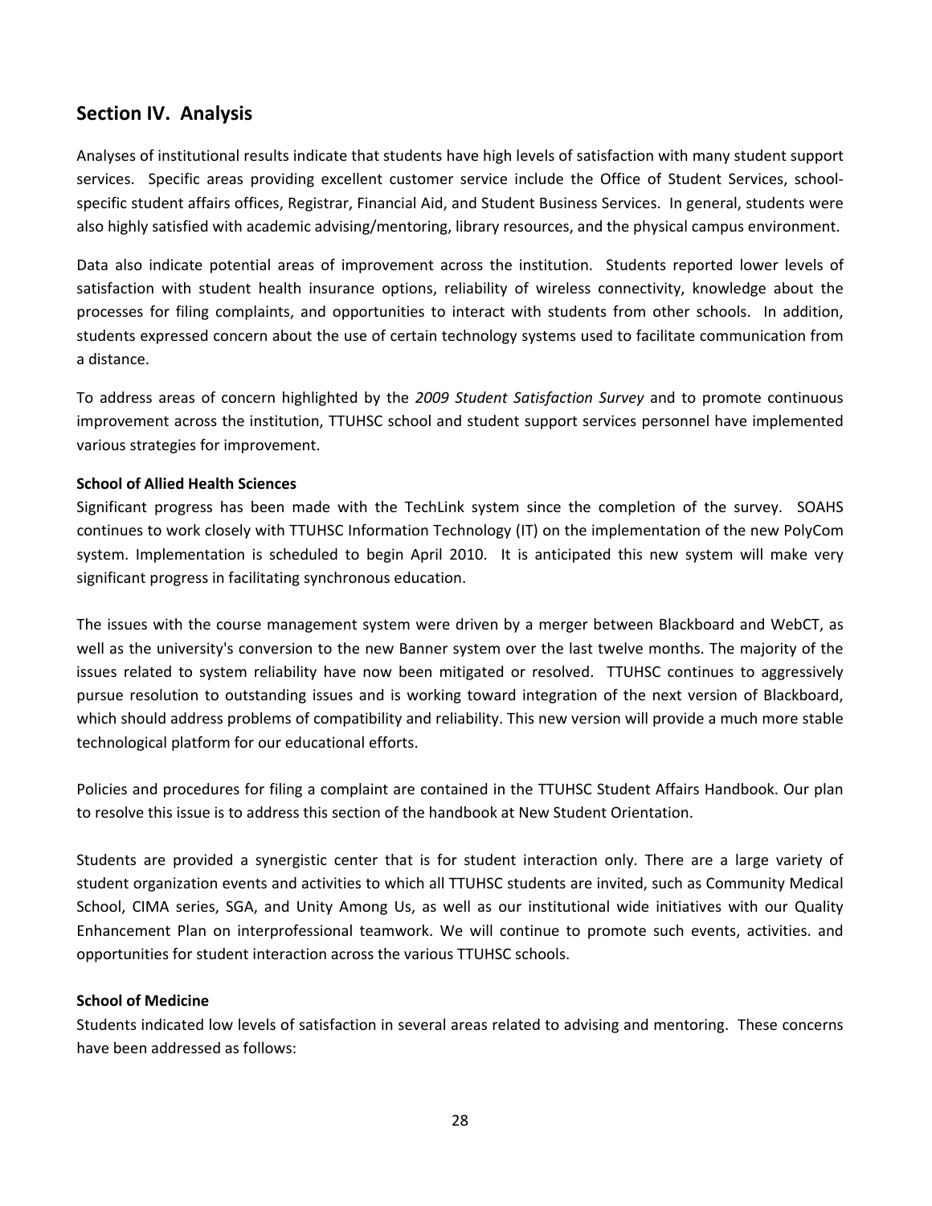## Section IV. Analysis

Analyses of institutional results indicate that students have high levels of satisfaction with many student support services. Specific areas providing excellent customer service include the Office of Student Services, school-specific student affairs offices, Registrar, Financial Aid, and Student Business Services. In general, students were also highly satisfied with academic advising/mentoring, library resources, and the physical campus environment.

Data also indicate potential areas of improvement across the institution. Students reported lower levels of satisfaction with student health insurance options, reliability of wireless connectivity, knowledge about the processes for filing complaints, and opportunities to interact with students from other schools. In addition, students expressed concern about the use of certain technology systems used to facilitate communication from a distance.

To address areas of concern highlighted by the *2009 Student Satisfaction Survey* and to promote continuous improvement across the institution, TTUHSC school and student support services personnel have implemented various strategies for improvement.

**School of Allied Health Sciences**

Significant progress has been made with the TechLink system since the completion of the survey. SOAHS continues to work closely with TTUHSC Information Technology (IT) on the implementation of the new PolyCom system. Implementation is scheduled to begin April 2010. It is anticipated this new system will make very significant progress in facilitating synchronous education.

The issues with the course management system were driven by a merger between Blackboard and WebCT, as well as the university's conversion to the new Banner system over the last twelve months. The majority of the issues related to system reliability have now been mitigated or resolved. TTUHSC continues to aggressively pursue resolution to outstanding issues and is working toward integration of the next version of Blackboard, which should address problems of compatibility and reliability. This new version will provide a much more stable technological platform for our educational efforts.

Policies and procedures for filing a complaint are contained in the TTUHSC Student Affairs Handbook. Our plan to resolve this issue is to address this section of the handbook at New Student Orientation.

Students are provided a synergistic center that is for student interaction only. There are a large variety of student organization events and activities to which all TTUHSC students are invited, such as Community Medical School, CIMA series, SGA, and Unity Among Us, as well as our institutional wide initiatives with our Quality Enhancement Plan on interprofessional teamwork. We will continue to promote such events, activities. and opportunities for student interaction across the various TTUHSC schools.

**School of Medicine**

Students indicated low levels of satisfaction in several areas related to advising and mentoring. These concerns have been addressed as follows: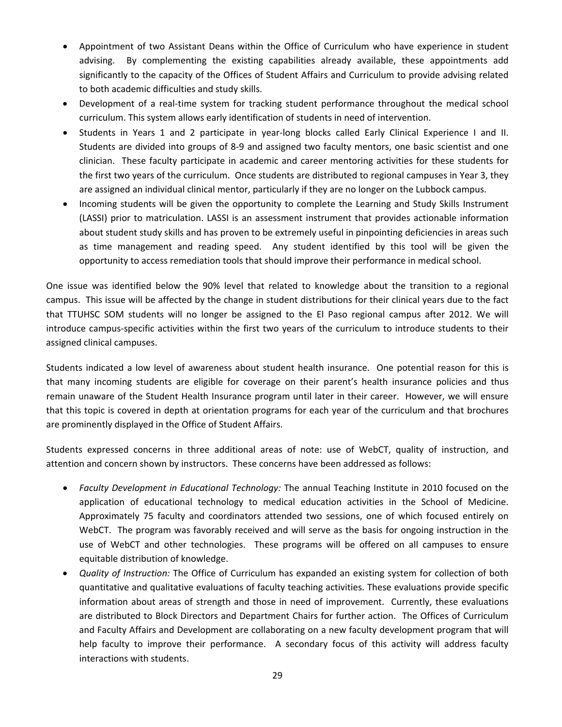- Appointment of two Assistant Deans within the Office of Curriculum who have experience in student advising. By complementing the existing capabilities already available, these appointments add significantly to the capacity of the Offices of Student Affairs and Curriculum to provide advising related to both academic difficulties and study skills.
- Development of a real-time system for tracking student performance throughout the medical school curriculum. This system allows early identification of students in need of intervention.
- Students in Years 1 and 2 participate in year-long blocks called Early Clinical Experience I and II. Students are divided into groups of 8-9 and assigned two faculty mentors, one basic scientist and one clinician. These faculty participate in academic and career mentoring activities for these students for the first two years of the curriculum. Once students are distributed to regional campuses in Year 3, they are assigned an individual clinical mentor, particularly if they are no longer on the Lubbock campus.
- Incoming students will be given the opportunity to complete the Learning and Study Skills Instrument (LASSI) prior to matriculation. LASSI is an assessment instrument that provides actionable information about student study skills and has proven to be extremely useful in pinpointing deficiencies in areas such as time management and reading speed. Any student identified by this tool will be given the opportunity to access remediation tools that should improve their performance in medical school.

One issue was identified below the 90% level that related to knowledge about the transition to a regional campus. This issue will be affected by the change in student distributions for their clinical years due to the fact that TTUHSC SOM students will no longer be assigned to the El Paso regional campus after 2012. We will introduce campus-specific activities within the first two years of the curriculum to introduce students to their assigned clinical campuses.

Students indicated a low level of awareness about student health insurance. One potential reason for this is that many incoming students are eligible for coverage on their parent's health insurance policies and thus remain unaware of the Student Health Insurance program until later in their career. However, we will ensure that this topic is covered in depth at orientation programs for each year of the curriculum and that brochures are prominently displayed in the Office of Student Affairs.

Students expressed concerns in three additional areas of note: use of WebCT, quality of instruction, and attention and concern shown by instructors. These concerns have been addressed as follows:

- *Faculty Development in Educational Technology:* The annual Teaching Institute in 2010 focused on the application of educational technology to medical education activities in the School of Medicine. Approximately 75 faculty and coordinators attended two sessions, one of which focused entirely on WebCT. The program was favorably received and will serve as the basis for ongoing instruction in the use of WebCT and other technologies. These programs will be offered on all campuses to ensure equitable distribution of knowledge.
- *Quality of Instruction:* The Office of Curriculum has expanded an existing system for collection of both quantitative and qualitative evaluations of faculty teaching activities. These evaluations provide specific information about areas of strength and those in need of improvement. Currently, these evaluations are distributed to Block Directors and Department Chairs for further action. The Offices of Curriculum and Faculty Affairs and Development are collaborating on a new faculty development program that will help faculty to improve their performance. A secondary focus of this activity will address faculty interactions with students.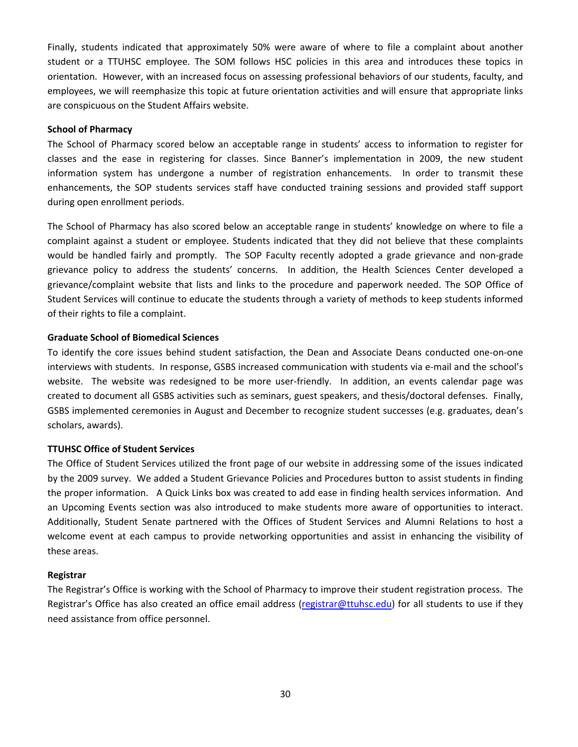Finally, students indicated that approximately 50% were aware of where to file a complaint about another student or a TTUHSC employee. The SOM follows HSC policies in this area and introduces these topics in orientation. However, with an increased focus on assessing professional behaviors of our students, faculty, and employees, we will reemphasize this topic at future orientation activities and will ensure that appropriate links are conspicuous on the Student Affairs website.

**School of Pharmacy**

The School of Pharmacy scored below an acceptable range in students' access to information to register for classes and the ease in registering for classes. Since Banner's implementation in 2009, the new student information system has undergone a number of registration enhancements. In order to transmit these enhancements, the SOP students services staff have conducted training sessions and provided staff support during open enrollment periods.

The School of Pharmacy has also scored below an acceptable range in students' knowledge on where to file a complaint against a student or employee. Students indicated that they did not believe that these complaints would be handled fairly and promptly. The SOP Faculty recently adopted a grade grievance and non-grade grievance policy to address the students' concerns. In addition, the Health Sciences Center developed a grievance/complaint website that lists and links to the procedure and paperwork needed. The SOP Office of Student Services will continue to educate the students through a variety of methods to keep students informed of their rights to file a complaint.

**Graduate School of Biomedical Sciences**

To identify the core issues behind student satisfaction, the Dean and Associate Deans conducted one-on-one interviews with students. In response, GSBS increased communication with students via e-mail and the school's website. The website was redesigned to be more user-friendly. In addition, an events calendar page was created to document all GSBS activities such as seminars, guest speakers, and thesis/doctoral defenses. Finally, GSBS implemented ceremonies in August and December to recognize student successes (e.g. graduates, dean's scholars, awards).

**TTUHSC Office of Student Services**

The Office of Student Services utilized the front page of our website in addressing some of the issues indicated by the 2009 survey. We added a Student Grievance Policies and Procedures button to assist students in finding the proper information. A Quick Links box was created to add ease in finding health services information. And an Upcoming Events section was also introduced to make students more aware of opportunities to interact. Additionally, Student Senate partnered with the Offices of Student Services and Alumni Relations to host a welcome event at each campus to provide networking opportunities and assist in enhancing the visibility of these areas.

**Registrar**

The Registrar's Office is working with the School of Pharmacy to improve their student registration process. The Registrar's Office has also created an office email address (registrar@ttuhsc.edu) for all students to use if they need assistance from office personnel.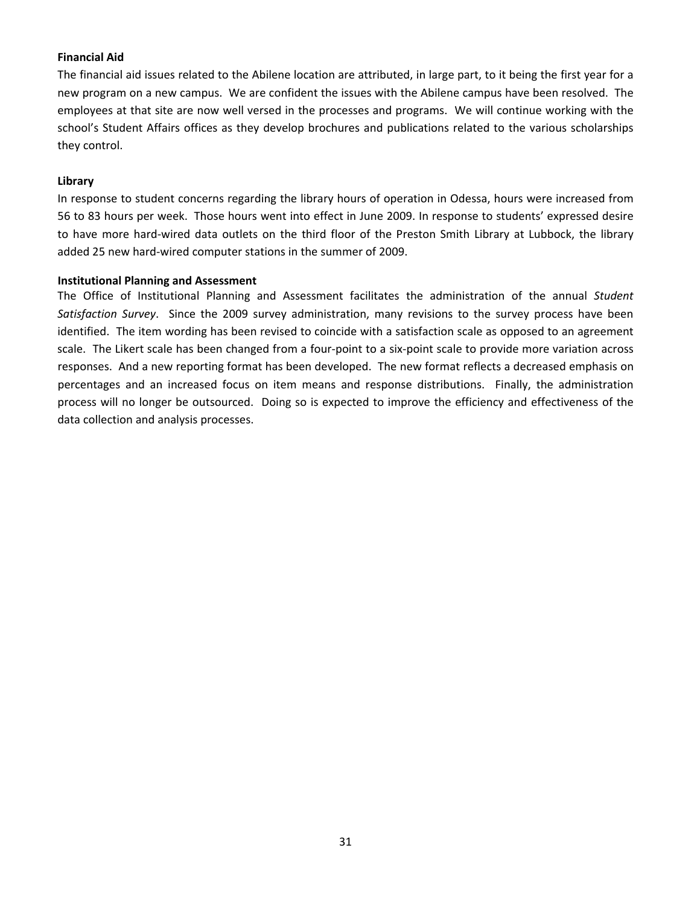**Financial Aid**

The financial aid issues related to the Abilene location are attributed, in large part, to it being the first year for a new program on a new campus. We are confident the issues with the Abilene campus have been resolved. The employees at that site are now well versed in the processes and programs. We will continue working with the school's Student Affairs offices as they develop brochures and publications related to the various scholarships they control.

**Library**

In response to student concerns regarding the library hours of operation in Odessa, hours were increased from 56 to 83 hours per week. Those hours went into effect in June 2009. In response to students' expressed desire to have more hard-wired data outlets on the third floor of the Preston Smith Library at Lubbock, the library added 25 new hard-wired computer stations in the summer of 2009.

**Institutional Planning and Assessment**

The Office of Institutional Planning and Assessment facilitates the administration of the annual *Student Satisfaction Survey*. Since the 2009 survey administration, many revisions to the survey process have been identified. The item wording has been revised to coincide with a satisfaction scale as opposed to an agreement scale. The Likert scale has been changed from a four-point to a six-point scale to provide more variation across responses. And a new reporting format has been developed. The new format reflects a decreased emphasis on percentages and an increased focus on item means and response distributions. Finally, the administration process will no longer be outsourced. Doing so is expected to improve the efficiency and effectiveness of the data collection and analysis processes.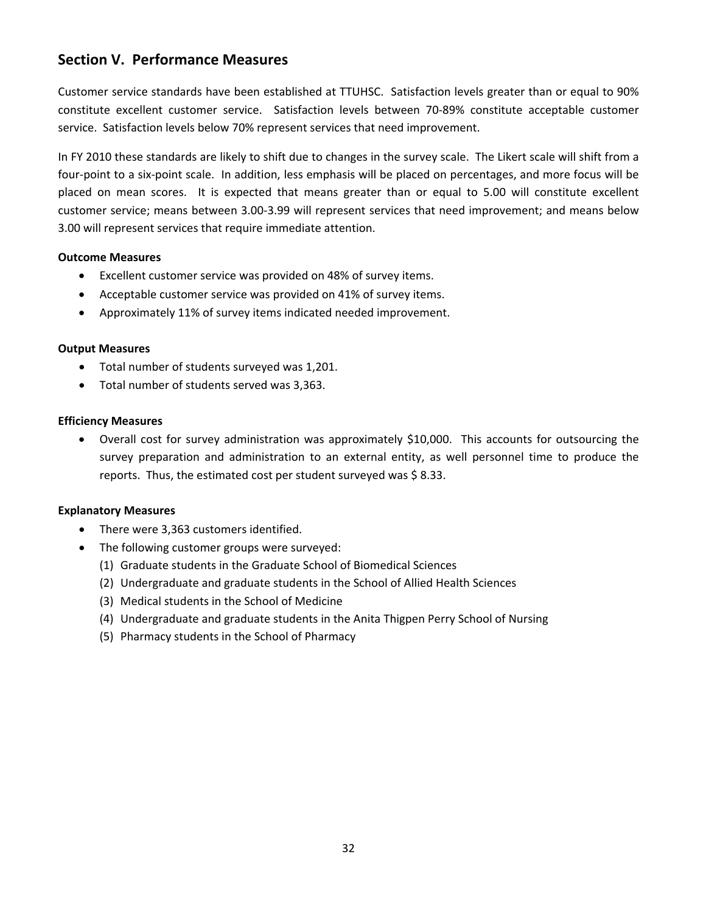## Section V. Performance Measures

Customer service standards have been established at TTUHSC. Satisfaction levels greater than or equal to 90% constitute excellent customer service. Satisfaction levels between 70-89% constitute acceptable customer service. Satisfaction levels below 70% represent services that need improvement.

In FY 2010 these standards are likely to shift due to changes in the survey scale. The Likert scale will shift from a four-point to a six-point scale. In addition, less emphasis will be placed on percentages, and more focus will be placed on mean scores. It is expected that means greater than or equal to 5.00 will constitute excellent customer service; means between 3.00-3.99 will represent services that need improvement; and means below 3.00 will represent services that require immediate attention.

**Outcome Measures**

- Excellent customer service was provided on 48% of survey items.
- Acceptable customer service was provided on 41% of survey items.
- Approximately 11% of survey items indicated needed improvement.

**Output Measures**

- Total number of students surveyed was 1,201.
- Total number of students served was 3,363.

**Efficiency Measures**

- Overall cost for survey administration was approximately $10,000. This accounts for outsourcing the survey preparation and administration to an external entity, as well personnel time to produce the reports. Thus, the estimated cost per student surveyed was $ 8.33.

**Explanatory Measures**

- There were 3,363 customers identified.
- The following customer groups were surveyed:
  (1) Graduate students in the Graduate School of Biomedical Sciences
  (2) Undergraduate and graduate students in the School of Allied Health Sciences
  (3) Medical students in the School of Medicine
  (4) Undergraduate and graduate students in the Anita Thigpen Perry School of Nursing
  (5) Pharmacy students in the School of Pharmacy